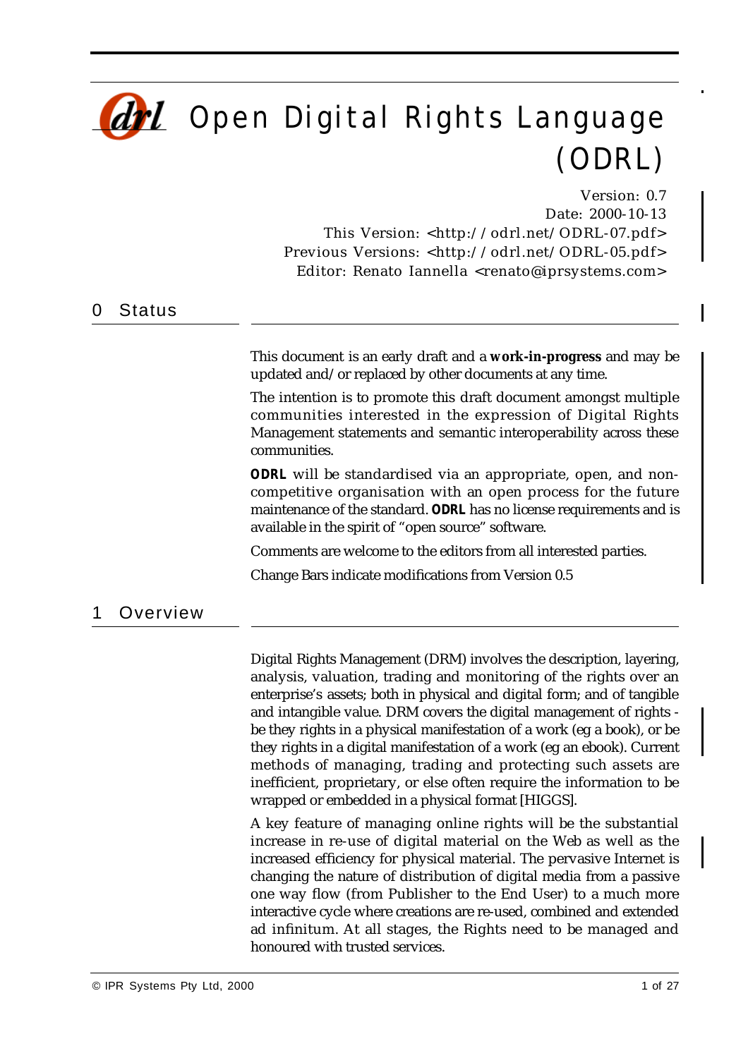# Open Digital Rights Language (ODRL)

Version: 0.7
Date: 2000-10-13
This Version: <http://odrl.net/ODRL-07.pdf>
Previous Versions: <http://odrl.net/ODRL-05.pdf>
Editor: Renato Iannella <renato@iprsystems.com>

## 0 Status

This document is an early draft and a **work-in-progress** and may be updated and/or replaced by other documents at any time.

The intention is to promote this draft document amongst multiple communities interested in the expression of Digital Rights Management statements and semantic interoperability across these communities.

**ODRL** will be standardised via an appropriate, open, and non-competitive organisation with an open process for the future maintenance of the standard. **ODRL** has no license requirements and is available in the spirit of "open source" software.

Comments are welcome to the editors from all interested parties.

Change Bars indicate modifications from Version 0.5

## 1 Overview

Digital Rights Management (DRM) involves the description, layering, analysis, valuation, trading and monitoring of the rights over an enterprise's assets; both in physical and digital form; and of tangible and intangible value. DRM covers the digital management of rights - be they rights in a physical manifestation of a work (eg a book), or be they rights in a digital manifestation of a work (eg an ebook). Current methods of managing, trading and protecting such assets are inefficient, proprietary, or else often require the information to be wrapped or embedded in a physical format [HIGGS].

A key feature of managing online rights will be the substantial increase in re-use of digital material on the Web as well as the increased efficiency for physical material. The pervasive Internet is changing the nature of distribution of digital media from a passive one way flow (from Publisher to the End User) to a much more interactive cycle where creations are re-used, combined and extended ad infinitum. At all stages, the Rights need to be managed and honoured with trusted services.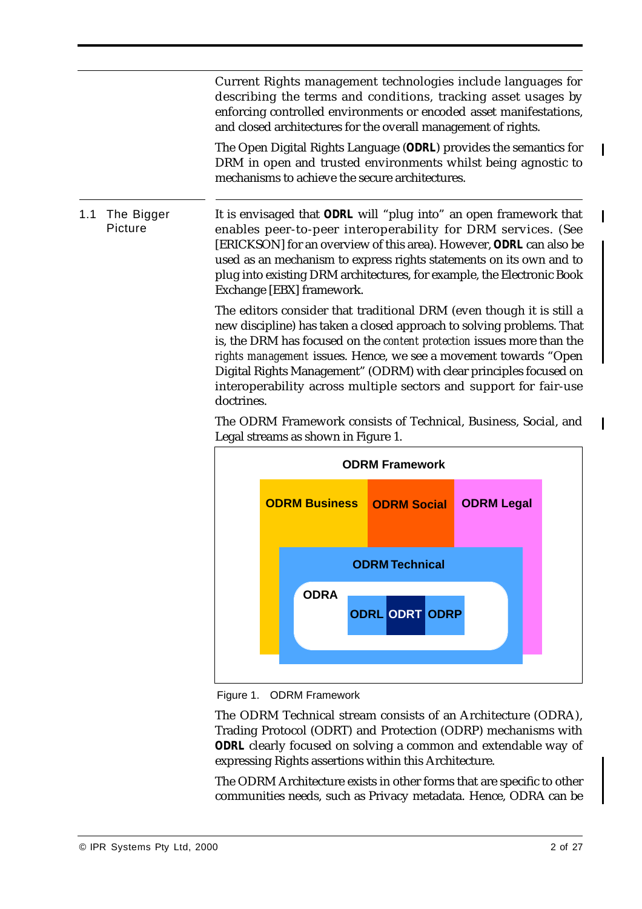Current Rights management technologies include languages for describing the terms and conditions, tracking asset usages by enforcing controlled environments or encoded asset manifestations, and closed architectures for the overall management of rights.

The Open Digital Rights Language (**ODRL**) provides the semantics for DRM in open and trusted environments whilst being agnostic to mechanisms to achieve the secure architectures.

## 1.1 The Bigger Picture

It is envisaged that **ODRL** will "plug into" an open framework that enables peer-to-peer interoperability for DRM services. (See [ERICKSON] for an overview of this area). However, **ODRL** can also be used as an mechanism to express rights statements on its own and to plug into existing DRM architectures, for example, the Electronic Book Exchange [EBX] framework.

The editors consider that traditional DRM (even though it is still a new discipline) has taken a closed approach to solving problems. That is, the DRM has focused on the *content protection* issues more than the *rights management* issues. Hence, we see a movement towards "Open Digital Rights Management" (ODRM) with clear principles focused on interoperability across multiple sectors and support for fair-use doctrines.

The ODRM Framework consists of Technical, Business, Social, and Legal streams as shown in Figure 1.

ODRM Framework

ODRM Business

ODRM Social

ODRM Legal

ODRM Technical

ODRA

ODRL

ODRT

ODRP

Figure 1. ODRM Framework

The ODRM Technical stream consists of an Architecture (ODRA), Trading Protocol (ODRT) and Protection (ODRP) mechanisms with **ODRL** clearly focused on solving a common and extendable way of expressing Rights assertions within this Architecture.

The ODRM Architecture exists in other forms that are specific to other communities needs, such as Privacy metadata. Hence, ODRA can be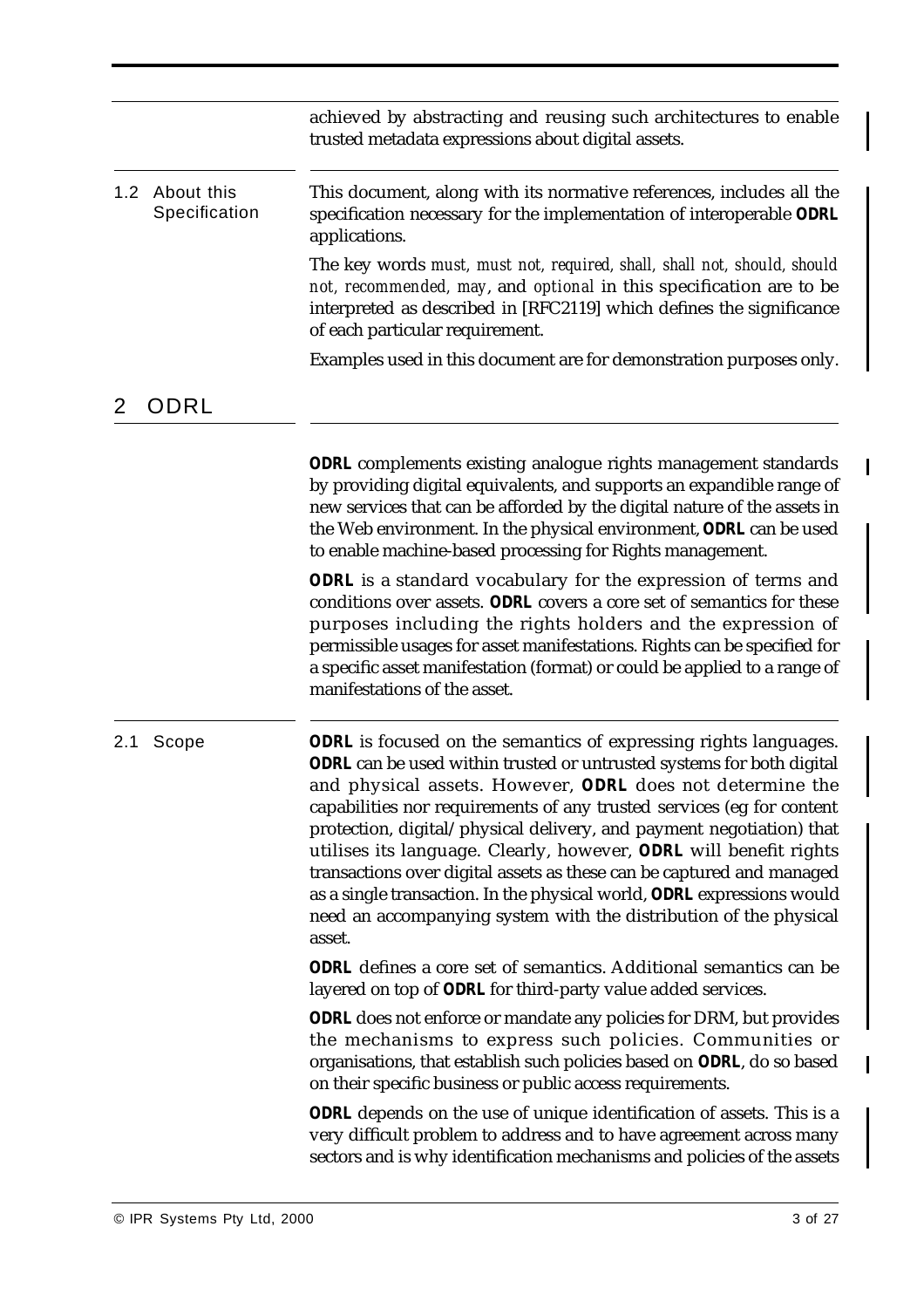achieved by abstracting and reusing such architectures to enable trusted metadata expressions about digital assets.

### 1.2 About this Specification

This document, along with its normative references, includes all the specification necessary for the implementation of interoperable **ODRL** applications.

The key words *must, must not, required, shall, shall not, should, should not, recommended, may*, and *optional* in this specification are to be interpreted as described in [RFC2119] which defines the significance of each particular requirement.

Examples used in this document are for demonstration purposes only.

# 2 ODRL

**ODRL** complements existing analogue rights management standards by providing digital equivalents, and supports an expandible range of new services that can be afforded by the digital nature of the assets in the Web environment. In the physical environment, **ODRL** can be used to enable machine-based processing for Rights management.

**ODRL** is a standard vocabulary for the expression of terms and conditions over assets. **ODRL** covers a core set of semantics for these purposes including the rights holders and the expression of permissible usages for asset manifestations. Rights can be specified for a specific asset manifestation (format) or could be applied to a range of manifestations of the asset.

## 2.1 Scope

**ODRL** is focused on the semantics of expressing rights languages. **ODRL** can be used within trusted or untrusted systems for both digital and physical assets. However, **ODRL** does not determine the capabilities nor requirements of any trusted services (eg for content protection, digital/physical delivery, and payment negotiation) that utilises its language. Clearly, however, **ODRL** will benefit rights transactions over digital assets as these can be captured and managed as a single transaction. In the physical world, **ODRL** expressions would need an accompanying system with the distribution of the physical asset.

**ODRL** defines a core set of semantics. Additional semantics can be layered on top of **ODRL** for third-party value added services.

**ODRL** does not enforce or mandate any policies for DRM, but provides the mechanisms to express such policies. Communities or organisations, that establish such policies based on **ODRL**, do so based on their specific business or public access requirements.

**ODRL** depends on the use of unique identification of assets. This is a very difficult problem to address and to have agreement across many sectors and is why identification mechanisms and policies of the assets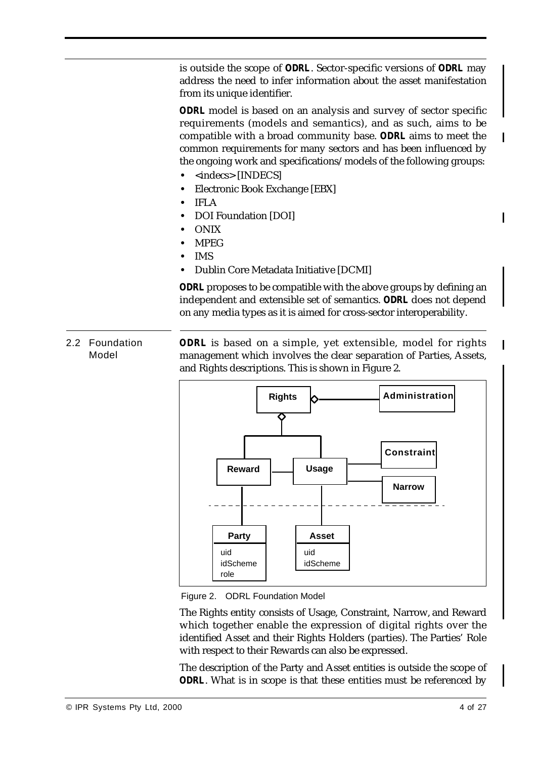is outside the scope of **ODRL**. Sector-specific versions of **ODRL** may address the need to infer information about the asset manifestation from its unique identifier.

**ODRL** model is based on an analysis and survey of sector specific requirements (models and semantics), and as such, aims to be compatible with a broad community base. **ODRL** aims to meet the common requirements for many sectors and has been influenced by the ongoing work and specifications/models of the following groups:

- <indecs> [INDECS]
- Electronic Book Exchange [EBX]
- IFLA
- DOI Foundation [DOI]
- ONIX
- MPEG
- IMS
- Dublin Core Metadata Initiative [DCMI]

**ODRL** proposes to be compatible with the above groups by defining an independent and extensible set of semantics. **ODRL** does not depend on any media types as it is aimed for cross-sector interoperability.

## 2.2 Foundation Model

**ODRL** is based on a simple, yet extensible, model for rights management which involves the clear separation of Parties, Assets, and Rights descriptions. This is shown in Figure 2.

Figure 2. ODRL Foundation Model

The Rights entity consists of Usage, Constraint, Narrow, and Reward which together enable the expression of digital rights over the identified Asset and their Rights Holders (parties). The Parties' Role with respect to their Rewards can also be expressed.

The description of the Party and Asset entities is outside the scope of **ODRL**. What is in scope is that these entities must be referenced by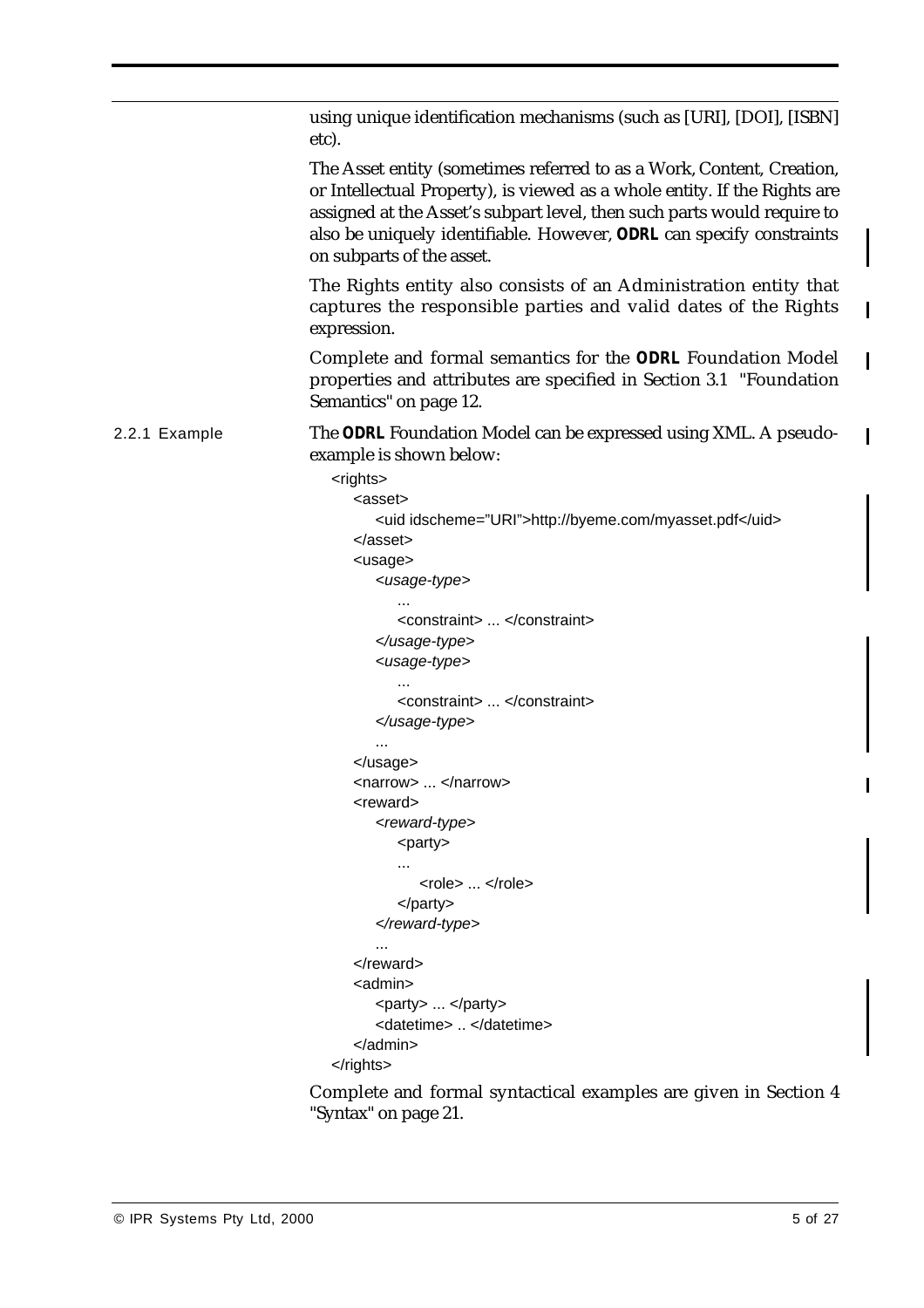using unique identification mechanisms (such as [URI], [DOI], [ISBN] etc).

The Asset entity (sometimes referred to as a Work, Content, Creation, or Intellectual Property), is viewed as a whole entity. If the Rights are assigned at the Asset's subpart level, then such parts would require to also be uniquely identifiable. However, **ODRL** can specify constraints on subparts of the asset.

The Rights entity also consists of an Administration entity that captures the responsible parties and valid dates of the Rights expression.

Complete and formal semantics for the **ODRL** Foundation Model properties and attributes are specified in Section 3.1 "Foundation Semantics" on page 12.

### 2.2.1 Example

The **ODRL** Foundation Model can be expressed using XML. A pseudo-example is shown below:

```
<rights>
    <asset>
        <uid idscheme="URI">http://byeme.com/myasset.pdf</uid>
    </asset>
    <usage>
        <usage-type>
            ...
            <constraint> ... </constraint>
        </usage-type>
        <usage-type>
            ...
            <constraint> ... </constraint>
        </usage-type>
        ...
    </usage>
    <narrow> ... </narrow>
    <reward>
        <reward-type>
            <party>
            ...
                <role> ... </role>
            </party>
        </reward-type>
        ...
    </reward>
    <admin>
        <party> ... </party>
        <datetime> .. </datetime>
    </admin>
</rights>
```

Complete and formal syntactical examples are given in Section 4 "Syntax" on page 21.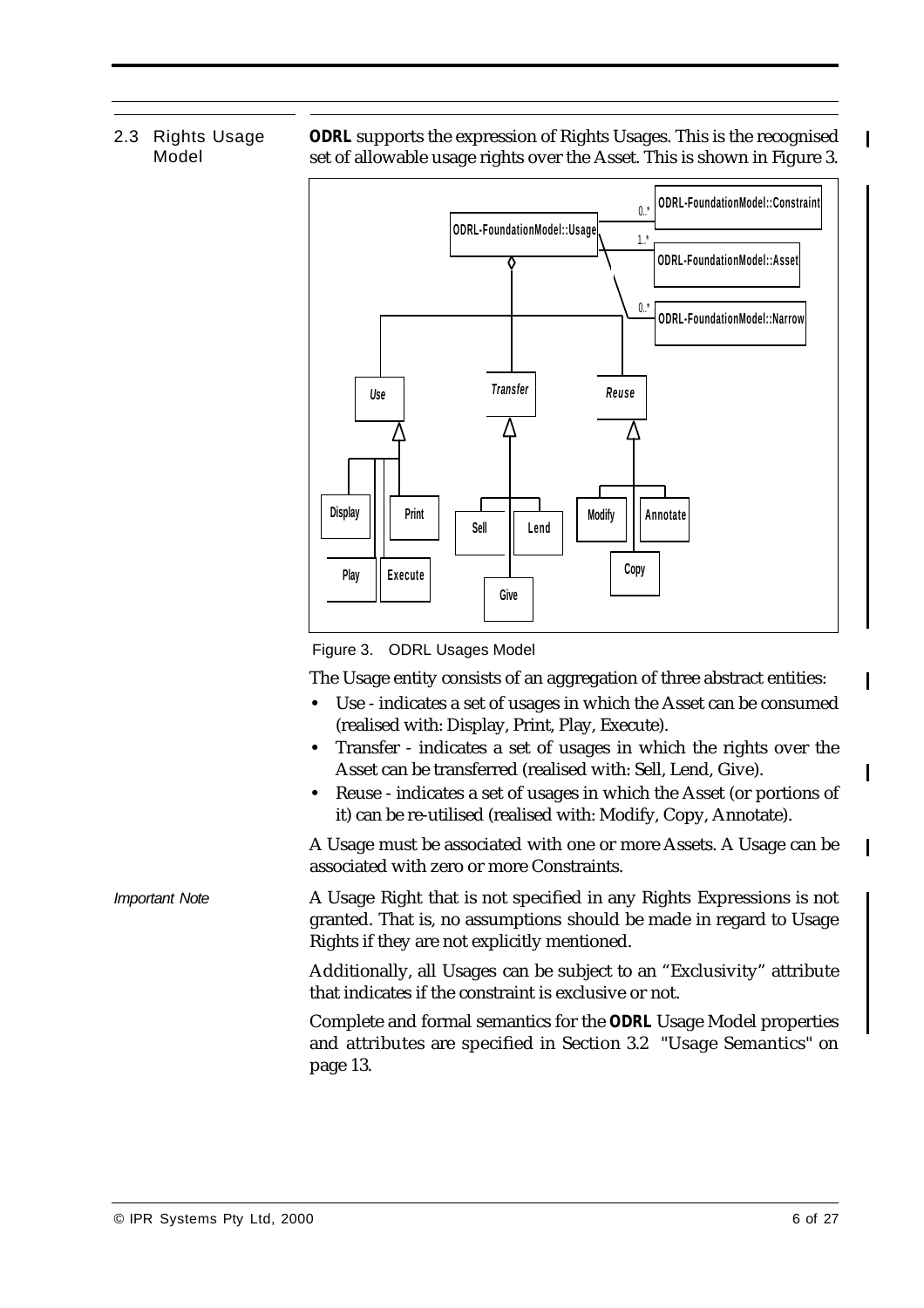## 2.3 Rights Usage Model

**ODRL** supports the expression of Rights Usages. This is the recognised set of allowable usage rights over the Asset. This is shown in Figure 3.

ODRL-FoundationModel::Usage
0..*
ODRL-FoundationModel::Constraint
1..*
ODRL-FoundationModel::Asset
0..*
ODRL-FoundationModel::Narrow
*Use*
*Transfer*
*Reuse*
Display
Print
Play
Execute
Sell
Lend
Give
Modify
Annotate
Copy

Figure 3. ODRL Usages Model

The Usage entity consists of an aggregation of three abstract entities:

- Use - indicates a set of usages in which the Asset can be consumed (realised with: Display, Print, Play, Execute).
- Transfer - indicates a set of usages in which the rights over the Asset can be transferred (realised with: Sell, Lend, Give).
- Reuse - indicates a set of usages in which the Asset (or portions of it) can be re-utilised (realised with: Modify, Copy, Annotate).

A Usage must be associated with one or more Assets. A Usage can be associated with zero or more Constraints.

*Important Note*

A Usage Right that is not specified in any Rights Expressions is not granted. That is, no assumptions should be made in regard to Usage Rights if they are not explicitly mentioned.

Additionally, all Usages can be subject to an “Exclusivity” attribute that indicates if the constraint is exclusive or not.

Complete and formal semantics for the **ODRL** Usage Model properties and attributes are specified in Section 3.2 "Usage Semantics" on page 13.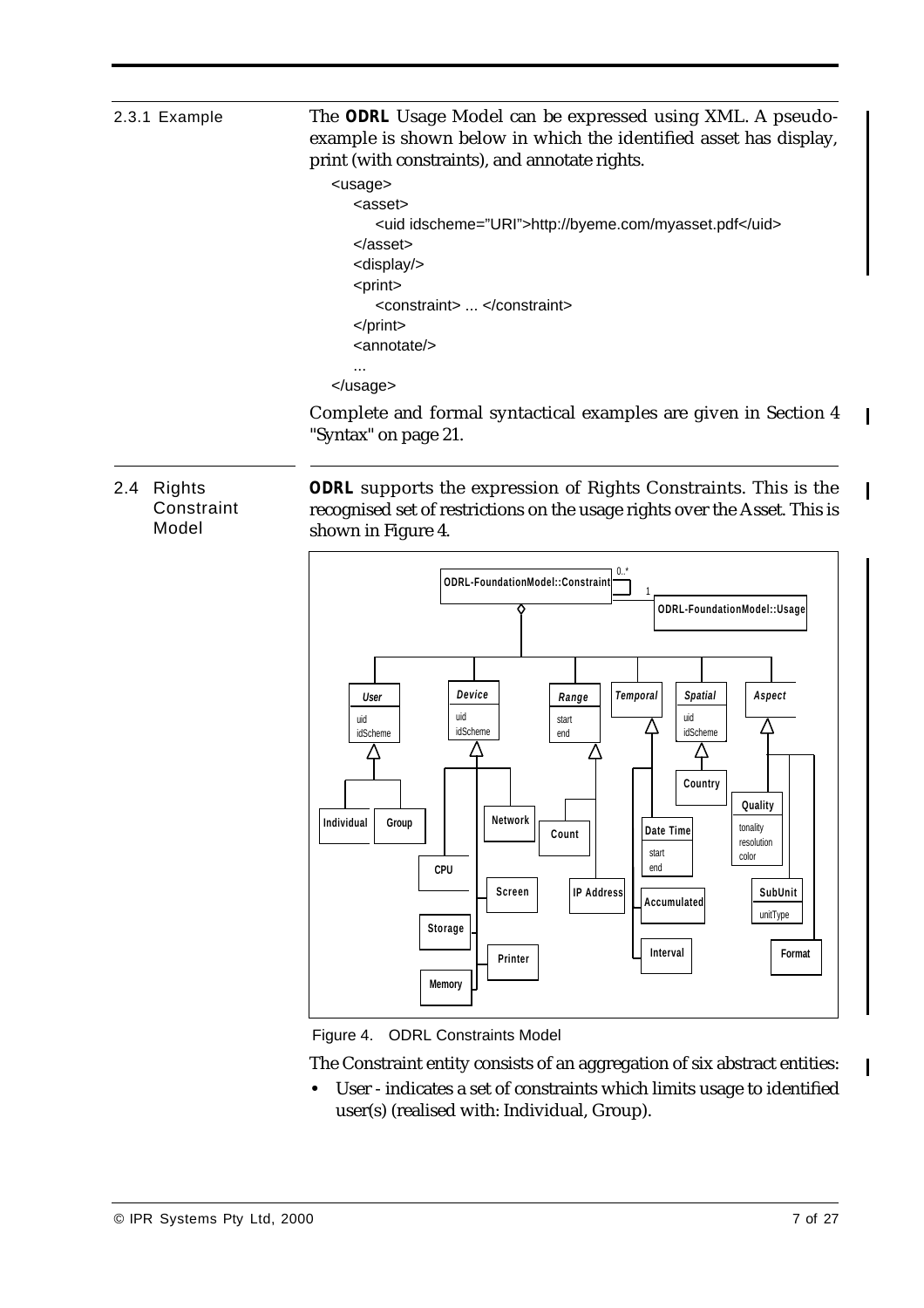### 2.3.1 Example

The **ODRL** Usage Model can be expressed using XML. A pseudo-example is shown below in which the identified asset has display, print (with constraints), and annotate rights.

```
<usage>
    <asset>
        <uid idscheme="URI">http://byeme.com/myasset.pdf</uid>
    </asset>
    <display/>
    <print>
        <constraint> ... </constraint>
    </print>
    <annotate/>
    ...
</usage>
```

Complete and formal syntactical examples are given in Section 4 "Syntax" on page 21.

## 2.4 Rights Constraint Model

**ODRL** supports the expression of Rights Constraints. This is the recognised set of restrictions on the usage rights over the Asset. This is shown in Figure 4.

ODRL-FoundationModel::Constraint
0..*
1
ODRL-FoundationModel::Usage
User
uid
idScheme
Device
uid
idScheme
Range
start
end
Temporal
Spatial
uid
idScheme
Aspect
Individual
Group
Network
CPU
Screen
Storage
Printer
Memory
Count
IP Address
Date Time
start
end
Accumulated
Interval
Country
Quality
tonality
resolution
color
SubUnit
unitType
Format

Figure 4. ODRL Constraints Model

The Constraint entity consists of an aggregation of six abstract entities:

- User - indicates a set of constraints which limits usage to identified user(s) (realised with: Individual, Group).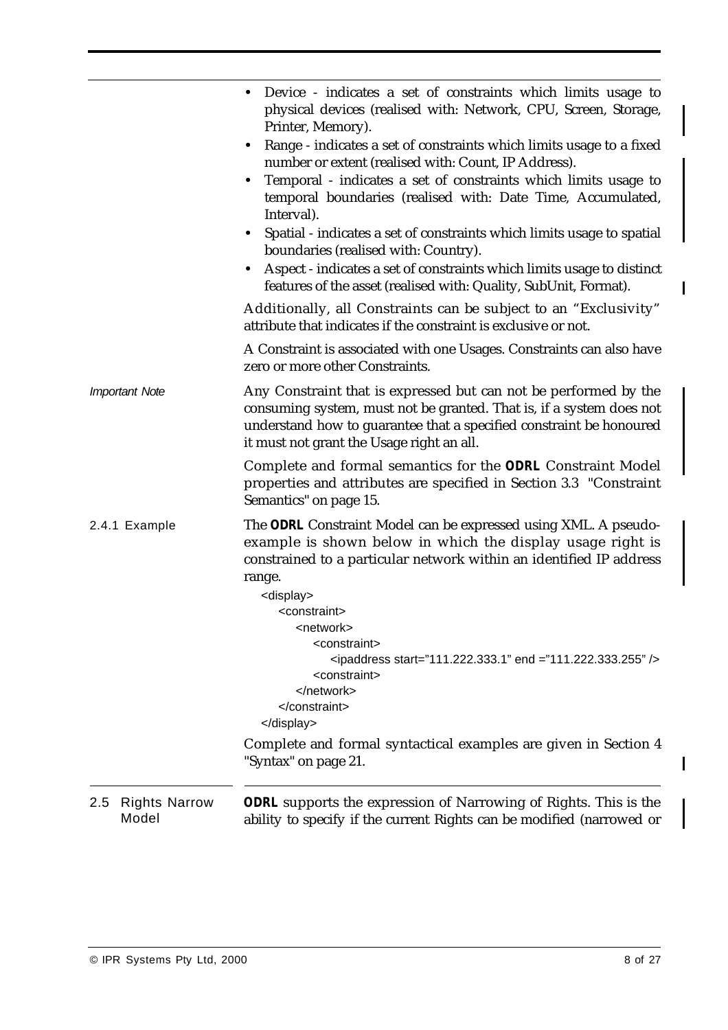- Device - indicates a set of constraints which limits usage to physical devices (realised with: Network, CPU, Screen, Storage, Printer, Memory).
- Range - indicates a set of constraints which limits usage to a fixed number or extent (realised with: Count, IP Address).
- Temporal - indicates a set of constraints which limits usage to temporal boundaries (realised with: Date Time, Accumulated, Interval).
- Spatial - indicates a set of constraints which limits usage to spatial boundaries (realised with: Country).
- Aspect - indicates a set of constraints which limits usage to distinct features of the asset (realised with: Quality, SubUnit, Format).

Additionally, all Constraints can be subject to an "Exclusivity" attribute that indicates if the constraint is exclusive or not.

A Constraint is associated with one Usages. Constraints can also have zero or more other Constraints.

*Important Note*

Any Constraint that is expressed but can not be performed by the consuming system, must not be granted. That is, if a system does not understand how to guarantee that a specified constraint be honoured it must not grant the Usage right an all.

Complete and formal semantics for the **ODRL** Constraint Model properties and attributes are specified in Section 3.3 "Constraint Semantics" on page 15.

### 2.4.1 Example

The **ODRL** Constraint Model can be expressed using XML. A pseudo-example is shown below in which the display usage right is constrained to a particular network within an identified IP address range.

```
<display>
    <constraint>
        <network>
            <constraint>
                <ipaddress start="111.222.333.1" end ="111.222.333.255" />
            <constraint>
        </network>
    </constraint>
</display>
```

Complete and formal syntactical examples are given in Section 4 "Syntax" on page 21.

## 2.5 Rights Narrow Model

**ODRL** supports the expression of Narrowing of Rights. This is the ability to specify if the current Rights can be modified (narrowed or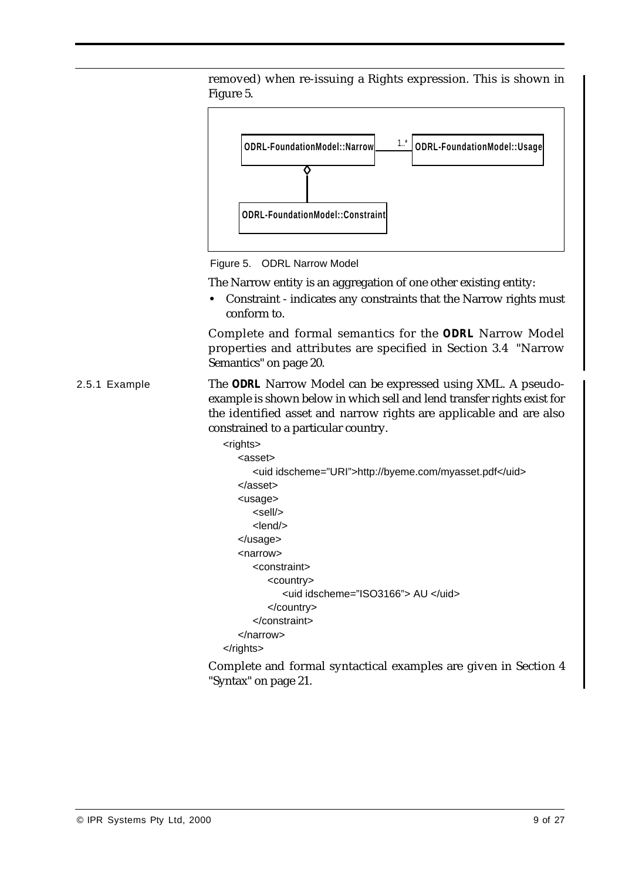removed) when re-issuing a Rights expression. This is shown in Figure 5.

ODRL-FoundationModel::Narrow

1..*

ODRL-FoundationModel::Usage

ODRL-FoundationModel::Constraint

Figure 5. ODRL Narrow Model

The Narrow entity is an aggregation of one other existing entity:

- Constraint - indicates any constraints that the Narrow rights must conform to.

Complete and formal semantics for the **ODRL** Narrow Model properties and attributes are specified in Section 3.4 "Narrow Semantics" on page 20.

### 2.5.1 Example

The **ODRL** Narrow Model can be expressed using XML. A pseudo-example is shown below in which sell and lend transfer rights exist for the identified asset and narrow rights are applicable and are also constrained to a particular country.

```
<rights>
    <asset>
        <uid idscheme="URI">http://byeme.com/myasset.pdf</uid>
    </asset>
    <usage>
        <sell/>
        <lend/>
    </usage>
    <narrow>
        <constraint>
            <country>
                <uid idscheme="ISO3166"> AU </uid>
            </country>
        </constraint>
    </narrow>
</rights>
```

Complete and formal syntactical examples are given in Section 4 "Syntax" on page 21.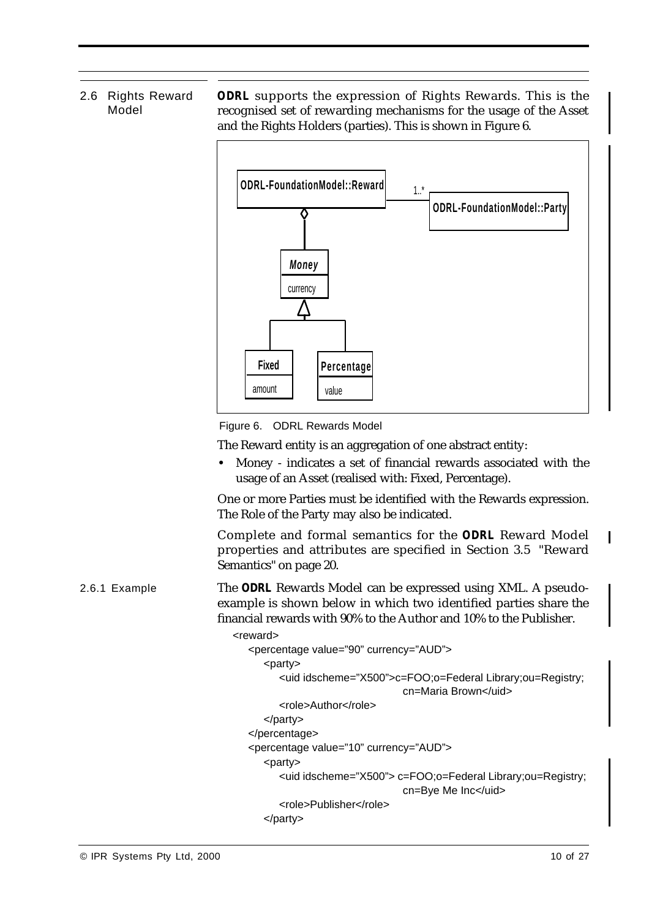## 2.6 Rights Reward Model

**ODRL** supports the expression of Rights Rewards. This is the recognised set of rewarding mechanisms for the usage of the Asset and the Rights Holders (parties). This is shown in Figure 6.

ODRL-FoundationModel::Reward

1..*

ODRL-FoundationModel::Party

Money

currency

Fixed

amount

Percentage

value

Figure 6. ODRL Rewards Model

The Reward entity is an aggregation of one abstract entity:

- Money - indicates a set of financial rewards associated with the usage of an Asset (realised with: Fixed, Percentage).

One or more Parties must be identified with the Rewards expression. The Role of the Party may also be indicated.

Complete and formal semantics for the **ODRL** Reward Model properties and attributes are specified in Section 3.5 "Reward Semantics" on page 20.

### 2.6.1 Example

The **ODRL** Rewards Model can be expressed using XML. A pseudo-example is shown below in which two identified parties share the financial rewards with 90% to the Author and 10% to the Publisher.

```
<reward>
    <percentage value="90" currency="AUD">
        <party>
            <uid idscheme="X500">c=FOO;o=Federal Library;ou=Registry;
                                    cn=Maria Brown</uid>
            <role>Author</role>
        </party>
    </percentage>
    <percentage value="10" currency="AUD">
        <party>
            <uid idscheme="X500"> c=FOO;o=Federal Library;ou=Registry;
                                    cn=Bye Me Inc</uid>
            <role>Publisher</role>
        </party>
```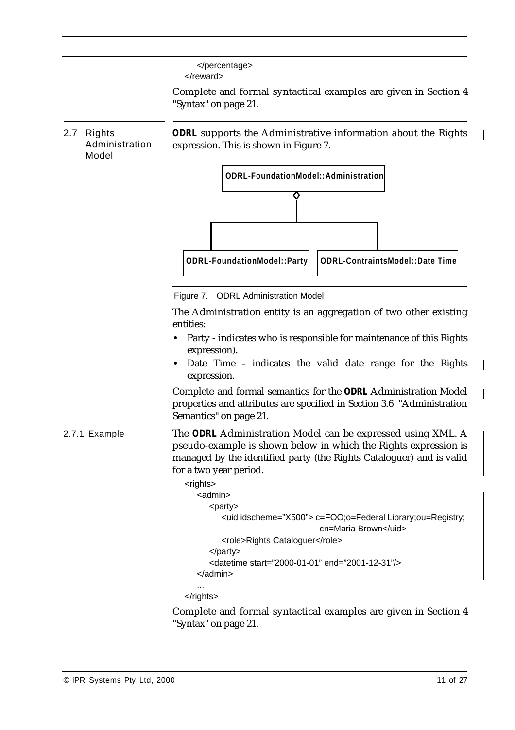```
    </percentage>
</reward>
```

Complete and formal syntactical examples are given in Section 4 "Syntax" on page 21.

## 2.7 Rights Administration Model

**ODRL** supports the Administrative information about the Rights expression. This is shown in Figure 7.

ODRL-FoundationModel::Administration

ODRL-FoundationModel::Party

ODRL-ContraintsModel::Date Time

Figure 7. ODRL Administration Model

The Administration entity is an aggregation of two other existing entities:

- Party - indicates who is responsible for maintenance of this Rights expression).
- Date Time - indicates the valid date range for the Rights expression.

Complete and formal semantics for the **ODRL** Administration Model properties and attributes are specified in Section 3.6 "Administration Semantics" on page 21.

### 2.7.1 Example

The **ODRL** Administration Model can be expressed using XML. A pseudo-example is shown below in which the Rights expression is managed by the identified party (the Rights Cataloguer) and is valid for a two year period.

```
<rights>
    <admin>
        <party>
            <uid idscheme="X500"> c=FOO;o=Federal Library;ou=Registry;
                                        cn=Maria Brown</uid>
            <role>Rights Cataloguer</role>
        </party>
        <datetime start="2000-01-01" end="2001-12-31"/>
    </admin>
    ...
</rights>
```

Complete and formal syntactical examples are given in Section 4 "Syntax" on page 21.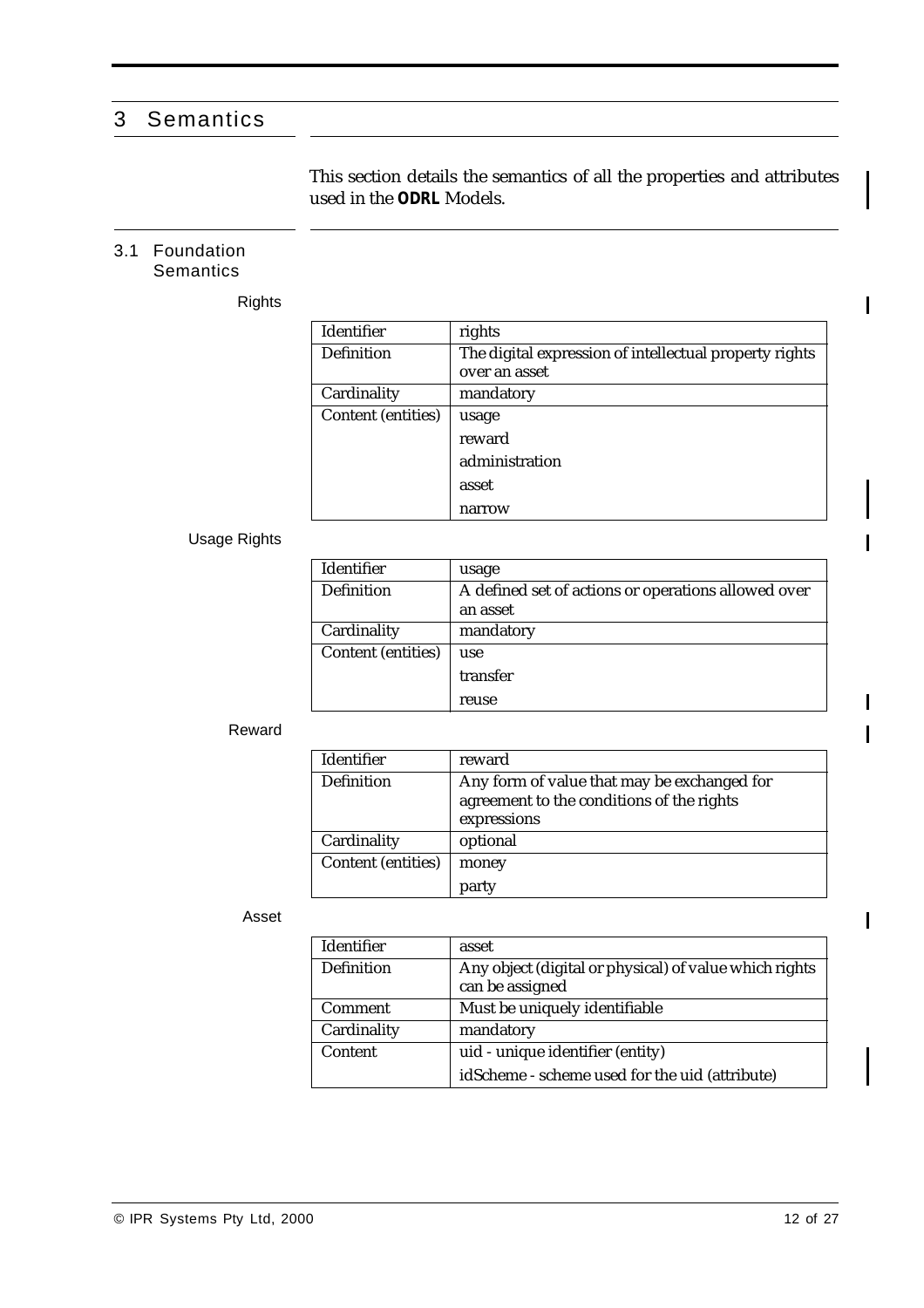# 3 Semantics

This section details the semantics of all the properties and attributes used in the **ODRL** Models.

## 3.1 Foundation Semantics

### Rights

| | |
|---|---|
| Identifier | rights |
| Definition | The digital expression of intellectual property rights over an asset |
| Cardinality | mandatory |
| Content (entities) | usage |
| | reward |
| | administration |
| | asset |
| | narrow |

### Usage Rights

| | |
|---|---|
| Identifier | usage |
| Definition | A defined set of actions or operations allowed over an asset |
| Cardinality | mandatory |
| Content (entities) | use |
| | transfer |
| | reuse |

### Reward

| | |
|---|---|
| Identifier | reward |
| Definition | Any form of value that may be exchanged for agreement to the conditions of the rights expressions |
| Cardinality | optional |
| Content (entities) | money |
| | party |

### Asset

| | |
|---|---|
| Identifier | asset |
| Definition | Any object (digital or physical) of value which rights can be assigned |
| Comment | Must be uniquely identifiable |
| Cardinality | mandatory |
| Content | uid - unique identifier (entity) |
| | idScheme - scheme used for the uid (attribute) |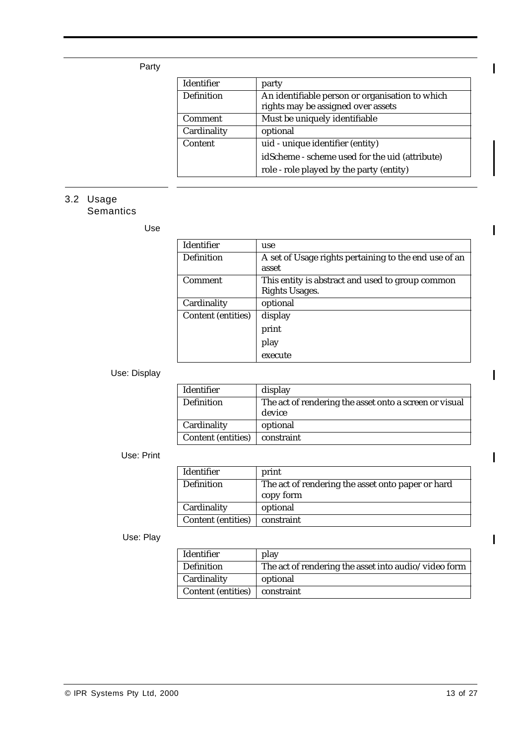#### Party

| | |
|---|---|
| Identifier | party |
| Definition | An identifiable person or organisation to which rights may be assigned over assets |
| Comment | Must be uniquely identifiable |
| Cardinality | optional |
| Content | uid - unique identifier (entity)<br>idScheme - scheme used for the uid (attribute)<br>role - role played by the party (entity) |

## 3.2 Usage Semantics

#### Use

| | |
|---|---|
| Identifier | use |
| Definition | A set of Usage rights pertaining to the end use of an asset |
| Comment | This entity is abstract and used to group common Rights Usages. |
| Cardinality | optional |
| Content (entities) | display<br>print<br>play<br>execute |

#### Use: Display

| | |
|---|---|
| Identifier | display |
| Definition | The act of rendering the asset onto a screen or visual device |
| Cardinality | optional |
| Content (entities) | constraint |

#### Use: Print

| | |
|---|---|
| Identifier | print |
| Definition | The act of rendering the asset onto paper or hard copy form |
| Cardinality | optional |
| Content (entities) | constraint |

#### Use: Play

| | |
|---|---|
| Identifier | play |
| Definition | The act of rendering the asset into audio/video form |
| Cardinality | optional |
| Content (entities) | constraint |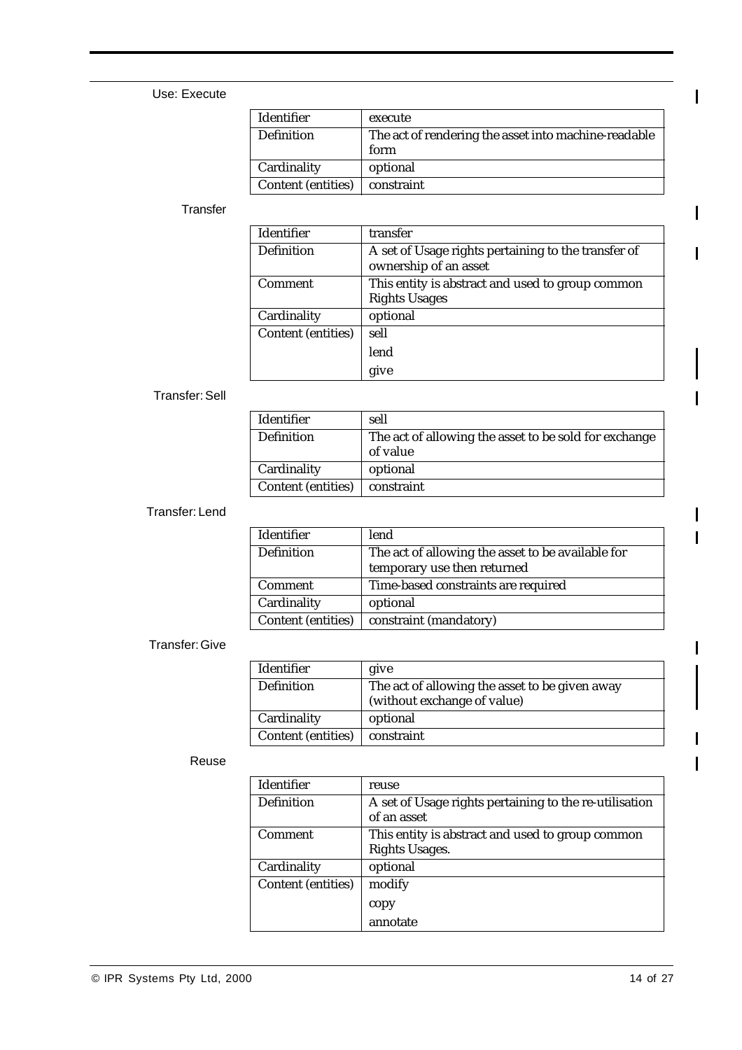Use: Execute

| | |
|---|---|
| Identifier | execute |
| Definition | The act of rendering the asset into machine-readable form |
| Cardinality | optional |
| Content (entities) | constraint |

Transfer

| | |
|---|---|
| Identifier | transfer |
| Definition | A set of Usage rights pertaining to the transfer of ownership of an asset |
| Comment | This entity is abstract and used to group common Rights Usages |
| Cardinality | optional |
| Content (entities) | sell<br>lend<br>give |

Transfer: Sell

| | |
|---|---|
| Identifier | sell |
| Definition | The act of allowing the asset to be sold for exchange of value |
| Cardinality | optional |
| Content (entities) | constraint |

Transfer: Lend

| | |
|---|---|
| Identifier | lend |
| Definition | The act of allowing the asset to be available for temporary use then returned |
| Comment | Time-based constraints are required |
| Cardinality | optional |
| Content (entities) | constraint (mandatory) |

Transfer: Give

| | |
|---|---|
| Identifier | give |
| Definition | The act of allowing the asset to be given away (without exchange of value) |
| Cardinality | optional |
| Content (entities) | constraint |

Reuse

| | |
|---|---|
| Identifier | reuse |
| Definition | A set of Usage rights pertaining to the re-utilisation of an asset |
| Comment | This entity is abstract and used to group common Rights Usages. |
| Cardinality | optional |
| Content (entities) | modify<br>copy<br>annotate |

© IPR Systems Pty Ltd, 2000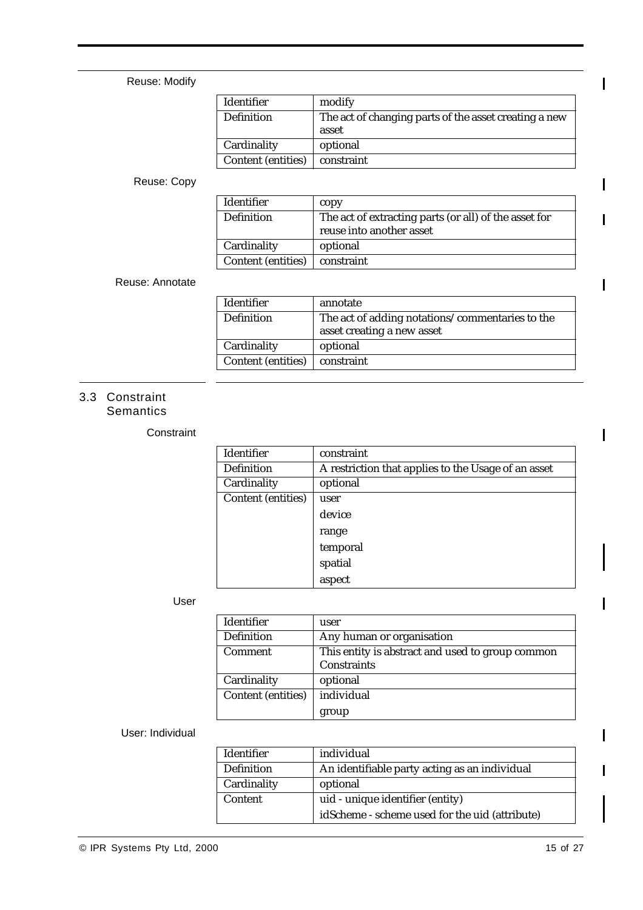Reuse: Modify

| | |
|---|---|
| Identifier | modify |
| Definition | The act of changing parts of the asset creating a new asset |
| Cardinality | optional |
| Content (entities) | constraint |

Reuse: Copy

| | |
|---|---|
| Identifier | copy |
| Definition | The act of extracting parts (or all) of the asset for reuse into another asset |
| Cardinality | optional |
| Content (entities) | constraint |

Reuse: Annotate

| | |
|---|---|
| Identifier | annotate |
| Definition | The act of adding notations/commentaries to the asset creating a new asset |
| Cardinality | optional |
| Content (entities) | constraint |

## 3.3 Constraint Semantics

Constraint

| | |
|---|---|
| Identifier | constraint |
| Definition | A restriction that applies to the Usage of an asset |
| Cardinality | optional |
| Content (entities) | user |
| | device |
| | range |
| | temporal |
| | spatial |
| | aspect |

User

| | |
|---|---|
| Identifier | user |
| Definition | Any human or organisation |
| Comment | This entity is abstract and used to group common Constraints |
| Cardinality | optional |
| Content (entities) | individual |
| | group |

User: Individual

| | |
|---|---|
| Identifier | individual |
| Definition | An identifiable party acting as an individual |
| Cardinality | optional |
| Content | uid - unique identifier (entity) |
| | idScheme - scheme used for the uid (attribute) |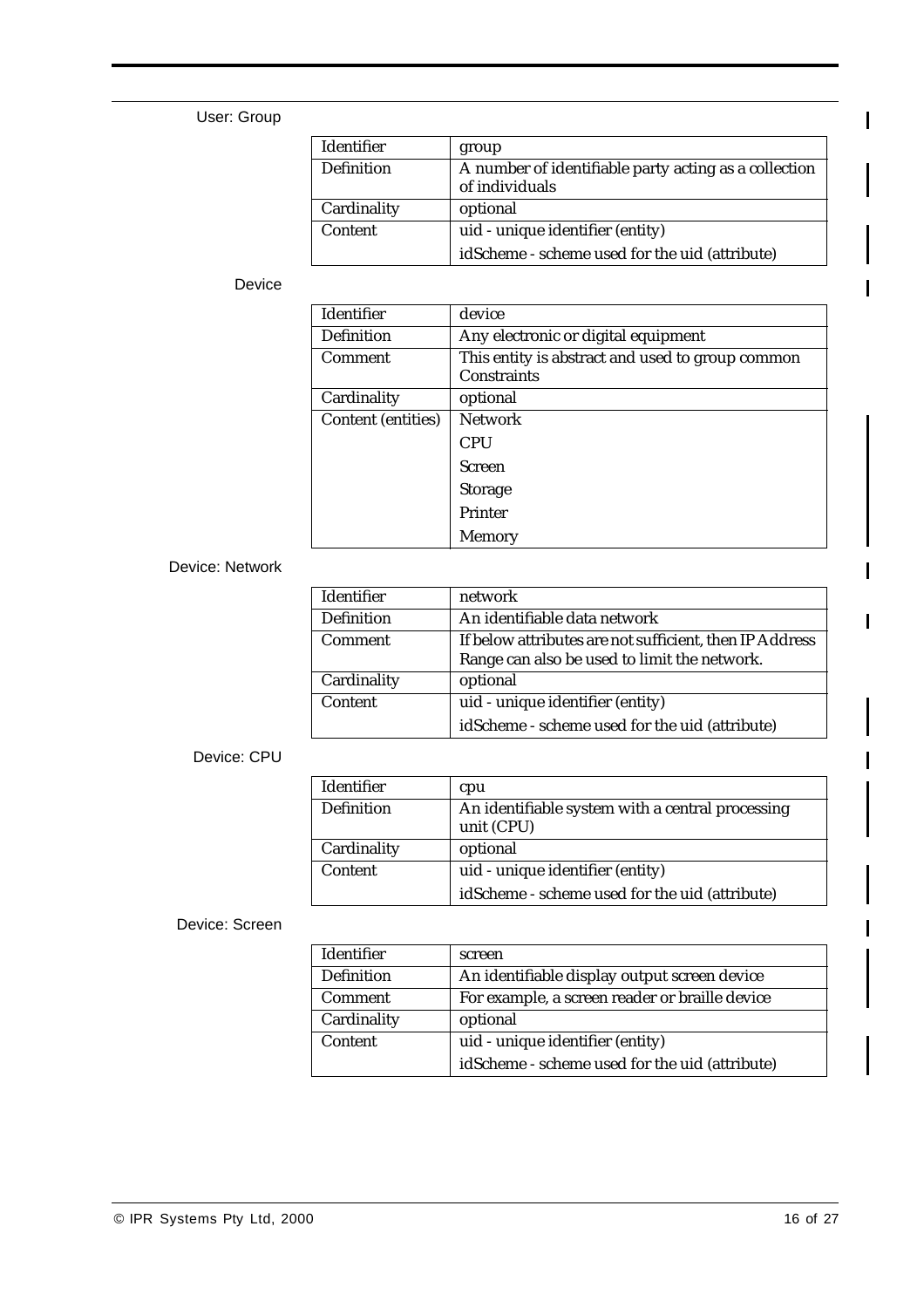User: Group

| | |
|---|---|
| Identifier | group |
| Definition | A number of identifiable party acting as a collection of individuals |
| Cardinality | optional |
| Content | uid - unique identifier (entity) |
| | idScheme - scheme used for the uid (attribute) |

Device

| | |
|---|---|
| Identifier | device |
| Definition | Any electronic or digital equipment |
| Comment | This entity is abstract and used to group common Constraints |
| Cardinality | optional |
| Content (entities) | Network |
| | CPU |
| | Screen |
| | Storage |
| | Printer |
| | Memory |

Device: Network

| | |
|---|---|
| Identifier | network |
| Definition | An identifiable data network |
| Comment | If below attributes are not sufficient, then IP Address Range can also be used to limit the network. |
| Cardinality | optional |
| Content | uid - unique identifier (entity) |
| | idScheme - scheme used for the uid (attribute) |

Device: CPU

| | |
|---|---|
| Identifier | cpu |
| Definition | An identifiable system with a central processing unit (CPU) |
| Cardinality | optional |
| Content | uid - unique identifier (entity) |
| | idScheme - scheme used for the uid (attribute) |

Device: Screen

| | |
|---|---|
| Identifier | screen |
| Definition | An identifiable display output screen device |
| Comment | For example, a screen reader or braille device |
| Cardinality | optional |
| Content | uid - unique identifier (entity) |
| | idScheme - scheme used for the uid (attribute) |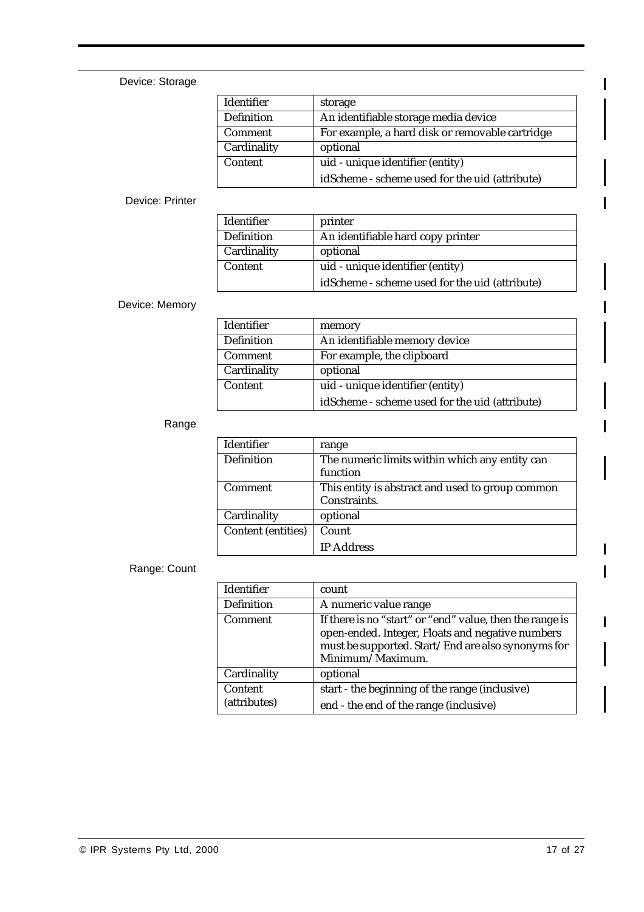### Device: Storage

| | |
|---|---|
| Identifier | storage |
| Definition | An identifiable storage media device |
| Comment | For example, a hard disk or removable cartridge |
| Cardinality | optional |
| Content | uid - unique identifier (entity)<br>idScheme - scheme used for the uid (attribute) |

### Device: Printer

| | |
|---|---|
| Identifier | printer |
| Definition | An identifiable hard copy printer |
| Cardinality | optional |
| Content | uid - unique identifier (entity)<br>idScheme - scheme used for the uid (attribute) |

### Device: Memory

| | |
|---|---|
| Identifier | memory |
| Definition | An identifiable memory device |
| Comment | For example, the clipboard |
| Cardinality | optional |
| Content | uid - unique identifier (entity)<br>idScheme - scheme used for the uid (attribute) |

### Range

| | |
|---|---|
| Identifier | range |
| Definition | The numeric limits within which any entity can function |
| Comment | This entity is abstract and used to group common Constraints. |
| Cardinality | optional |
| Content (entities) | Count<br>IP Address |

### Range: Count

| | |
|---|---|
| Identifier | count |
| Definition | A numeric value range |
| Comment | If there is no "start" or "end" value, then the range is open-ended. Integer, Floats and negative numbers must be supported. Start/End are also synonyms for Minimum/Maximum. |
| Cardinality | optional |
| Content (attributes) | start - the beginning of the range (inclusive)<br>end - the end of the range (inclusive) |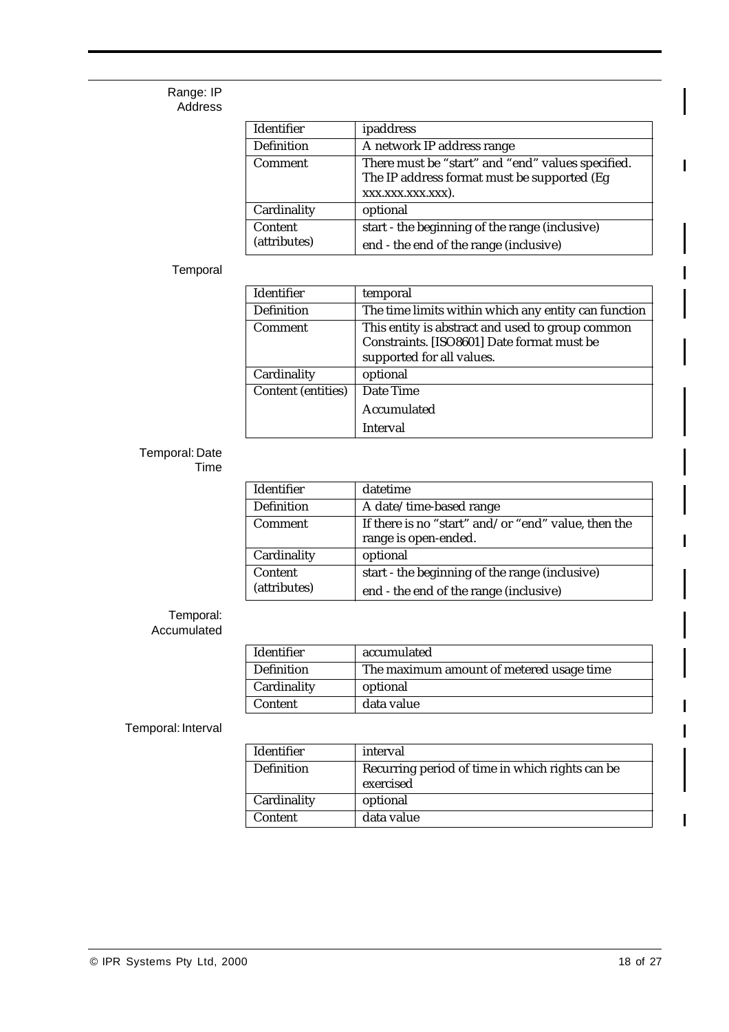#### Range: IP Address

| | |
|---|---|
| Identifier | ipaddress |
| Definition | A network IP address range |
| Comment | There must be "start" and "end" values specified. The IP address format must be supported (Eg xxx.xxx.xxx.xxx). |
| Cardinality | optional |
| Content (attributes) | start - the beginning of the range (inclusive)<br>end - the end of the range (inclusive) |

#### Temporal

| | |
|---|---|
| Identifier | temporal |
| Definition | The time limits within which any entity can function |
| Comment | This entity is abstract and used to group common Constraints. [ISO8601] Date format must be supported for all values. |
| Cardinality | optional |
| Content (entities) | Date Time<br>Accumulated<br>Interval |

#### Temporal: Date Time

| | |
|---|---|
| Identifier | datetime |
| Definition | A date/time-based range |
| Comment | If there is no "start" and/or "end" value, then the range is open-ended. |
| Cardinality | optional |
| Content (attributes) | start - the beginning of the range (inclusive)<br>end - the end of the range (inclusive) |

#### Temporal: Accumulated

| | |
|---|---|
| Identifier | accumulated |
| Definition | The maximum amount of metered usage time |
| Cardinality | optional |
| Content | data value |

#### Temporal: Interval

| | |
|---|---|
| Identifier | interval |
| Definition | Recurring period of time in which rights can be exercised |
| Cardinality | optional |
| Content | data value |

© IPR Systems Pty Ltd, 2000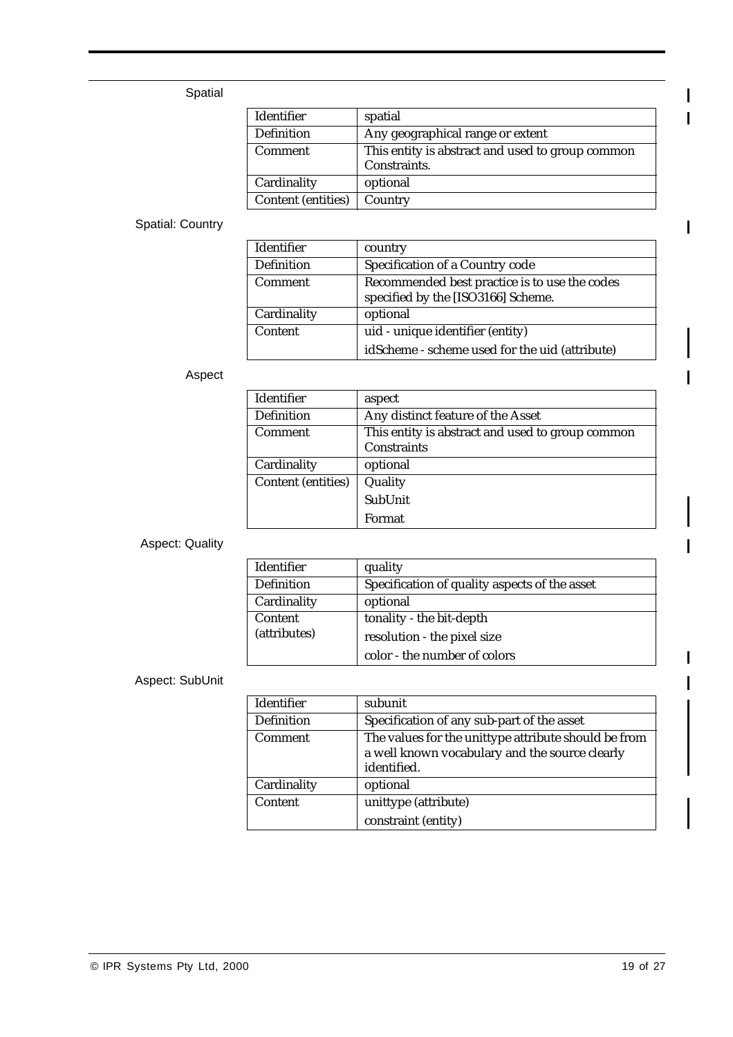### Spatial

| | |
|---|---|
| Identifier | spatial |
| Definition | Any geographical range or extent |
| Comment | This entity is abstract and used to group common Constraints. |
| Cardinality | optional |
| Content (entities) | Country |

### Spatial: Country

| | |
|---|---|
| Identifier | country |
| Definition | Specification of a Country code |
| Comment | Recommended best practice is to use the codes specified by the [ISO3166] Scheme. |
| Cardinality | optional |
| Content | uid - unique identifier (entity)<br>idScheme - scheme used for the uid (attribute) |

### Aspect

| | |
|---|---|
| Identifier | aspect |
| Definition | Any distinct feature of the Asset |
| Comment | This entity is abstract and used to group common Constraints |
| Cardinality | optional |
| Content (entities) | Quality<br>SubUnit<br>Format |

### Aspect: Quality

| | |
|---|---|
| Identifier | quality |
| Definition | Specification of quality aspects of the asset |
| Cardinality | optional |
| Content (attributes) | tonality - the bit-depth<br>resolution - the pixel size<br>color - the number of colors |

### Aspect: SubUnit

| | |
|---|---|
| Identifier | subunit |
| Definition | Specification of any sub-part of the asset |
| Comment | The values for the unittype attribute should be from a well known vocabulary and the source clearly identified. |
| Cardinality | optional |
| Content | unittype (attribute)<br>constraint (entity) |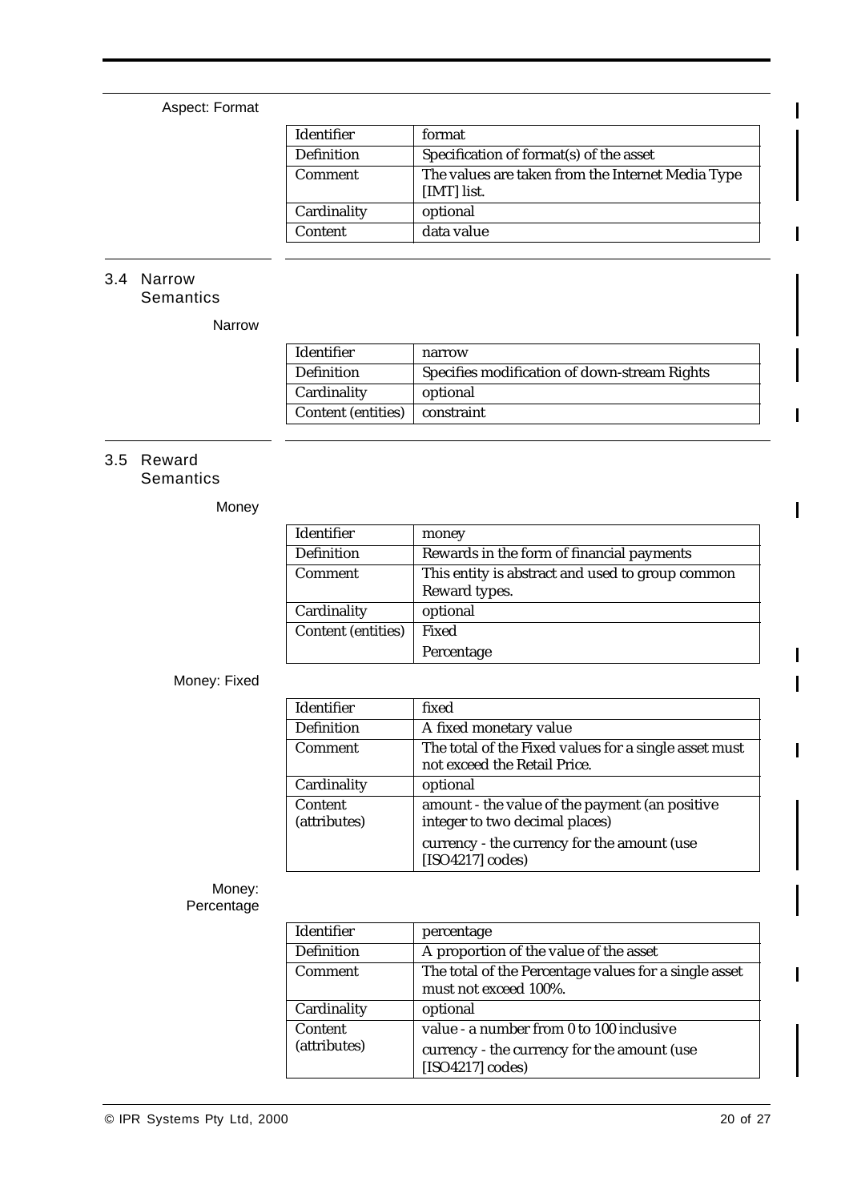Aspect: Format

| | |
|---|---|
| Identifier | format |
| Definition | Specification of format(s) of the asset |
| Comment | The values are taken from the Internet Media Type [IMT] list. |
| Cardinality | optional |
| Content | data value |

## 3.4 Narrow Semantics

Narrow

| | |
|---|---|
| Identifier | narrow |
| Definition | Specifies modification of down-stream Rights |
| Cardinality | optional |
| Content (entities) | constraint |

## 3.5 Reward Semantics

Money

| | |
|---|---|
| Identifier | money |
| Definition | Rewards in the form of financial payments |
| Comment | This entity is abstract and used to group common Reward types. |
| Cardinality | optional |
| Content (entities) | Fixed<br>Percentage |

Money: Fixed

| | |
|---|---|
| Identifier | fixed |
| Definition | A fixed monetary value |
| Comment | The total of the Fixed values for a single asset must not exceed the Retail Price. |
| Cardinality | optional |
| Content (attributes) | amount - the value of the payment (an positive integer to two decimal places)<br>currency - the currency for the amount (use [ISO4217] codes) |

Money: Percentage

| | |
|---|---|
| Identifier | percentage |
| Definition | A proportion of the value of the asset |
| Comment | The total of the Percentage values for a single asset must not exceed 100%. |
| Cardinality | optional |
| Content (attributes) | value - a number from 0 to 100 inclusive<br>currency - the currency for the amount (use [ISO4217] codes) |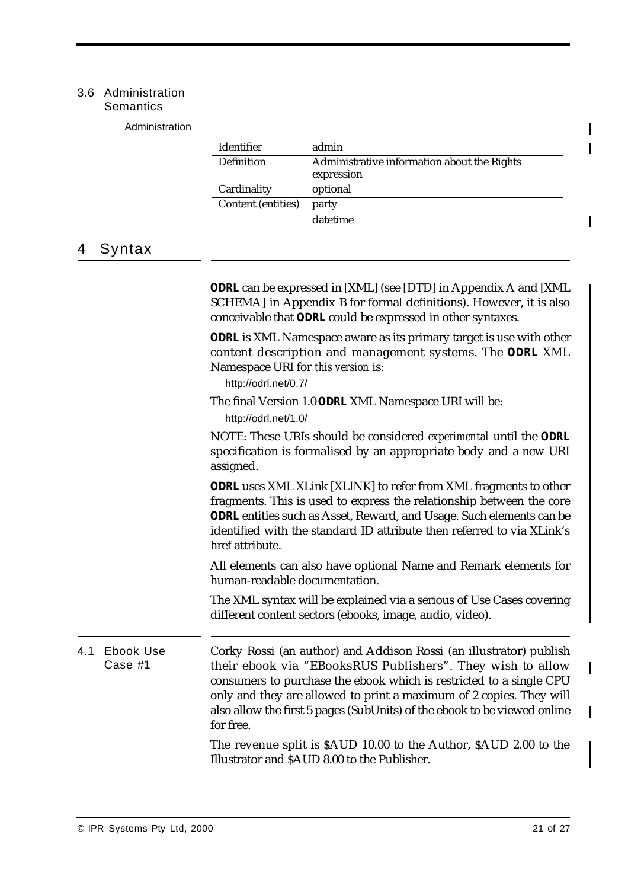### 3.6 Administration Semantics

Administration

| | |
|---|---|
| Identifier | admin |
| Definition | Administrative information about the Rights expression |
| Cardinality | optional |
| Content (entities) | party<br>datetime |

# 4 Syntax

**ODRL** can be expressed in [XML] (see [DTD] in Appendix A and [XML SCHEMA] in Appendix B for formal definitions). However, it is also conceivable that **ODRL** could be expressed in other syntaxes.

**ODRL** is XML Namespace aware as its primary target is use with other content description and management systems. The **ODRL** XML Namespace URI for *this version* is:

http://odrl.net/0.7/

The final Version 1.0 **ODRL** XML Namespace URI will be:

http://odrl.net/1.0/

NOTE: These URIs should be considered *experimental* until the **ODRL** specification is formalised by an appropriate body and a new URI assigned.

**ODRL** uses XML XLink [XLINK] to refer from XML fragments to other fragments. This is used to express the relationship between the core **ODRL** entities such as Asset, Reward, and Usage. Such elements can be identified with the standard ID attribute then referred to via XLink's href attribute.

All elements can also have optional Name and Remark elements for human-readable documentation.

The XML syntax will be explained via a serious of Use Cases covering different content sectors (ebooks, image, audio, video).

## 4.1 Ebook Use Case #1

Corky Rossi (an author) and Addison Rossi (an illustrator) publish their ebook via "EBooksRUS Publishers". They wish to allow consumers to purchase the ebook which is restricted to a single CPU only and they are allowed to print a maximum of 2 copies. They will also allow the first 5 pages (SubUnits) of the ebook to be viewed online for free.

The revenue split is $AUD 10.00 to the Author, $AUD 2.00 to the Illustrator and $AUD 8.00 to the Publisher.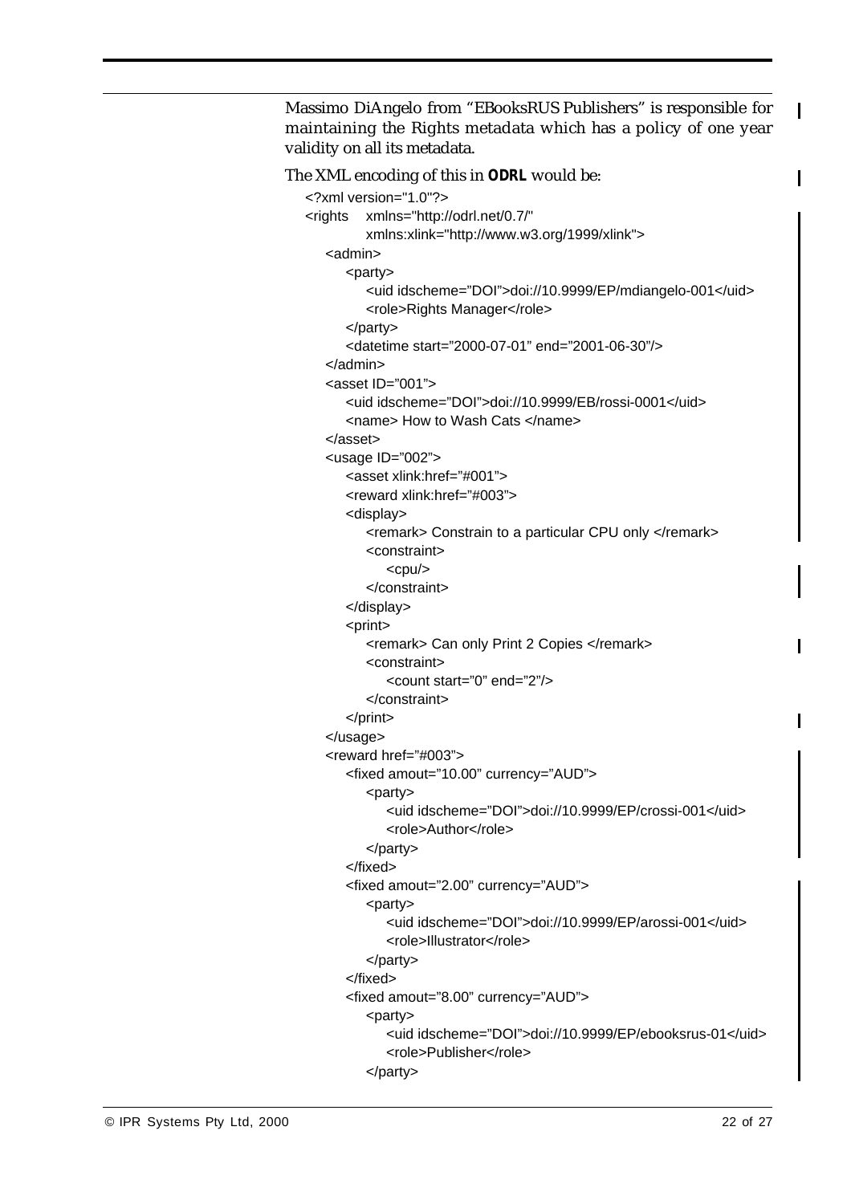Massimo DiAngelo from “EBooksRUS Publishers” is responsible for maintaining the Rights metadata which has a policy of one year validity on all its metadata.

The XML encoding of this in **ODRL** would be:

```
<?xml version="1.0"?>
<rights   xmlns="http://odrl.net/0.7/"
          xmlns:xlink="http://www.w3.org/1999/xlink">
   <admin>
      <party>
         <uid idscheme=”DOI”>doi://10.9999/EP/mdiangelo-001</uid>
         <role>Rights Manager</role>
      </party>
      <datetime start=”2000-07-01” end=”2001-06-30”/>
   </admin>
   <asset ID=”001”>
      <uid idscheme=”DOI”>doi://10.9999/EB/rossi-0001</uid>
      <name> How to Wash Cats </name>
   </asset>
   <usage ID=”002”>
      <asset xlink:href=”#001”>
      <reward xlink:href=”#003”>
      <display>
         <remark> Constrain to a particular CPU only </remark>
         <constraint>
            <cpu/>
         </constraint>
      </display>
      <print>
         <remark> Can only Print 2 Copies </remark>
         <constraint>
            <count start=”0” end=”2”/>
         </constraint>
      </print>
   </usage>
   <reward href=”#003”>
      <fixed amout=”10.00” currency=”AUD”>
         <party>
            <uid idscheme=”DOI”>doi://10.9999/EP/crossi-001</uid>
            <role>Author</role>
         </party>
      </fixed>
      <fixed amout=”2.00” currency=”AUD”>
         <party>
            <uid idscheme=”DOI”>doi://10.9999/EP/arossi-001</uid>
            <role>Illustrator</role>
         </party>
      </fixed>
      <fixed amout=”8.00” currency=”AUD”>
         <party>
            <uid idscheme=”DOI”>doi://10.9999/EP/ebooksrus-01</uid>
            <role>Publisher</role>
         </party>
```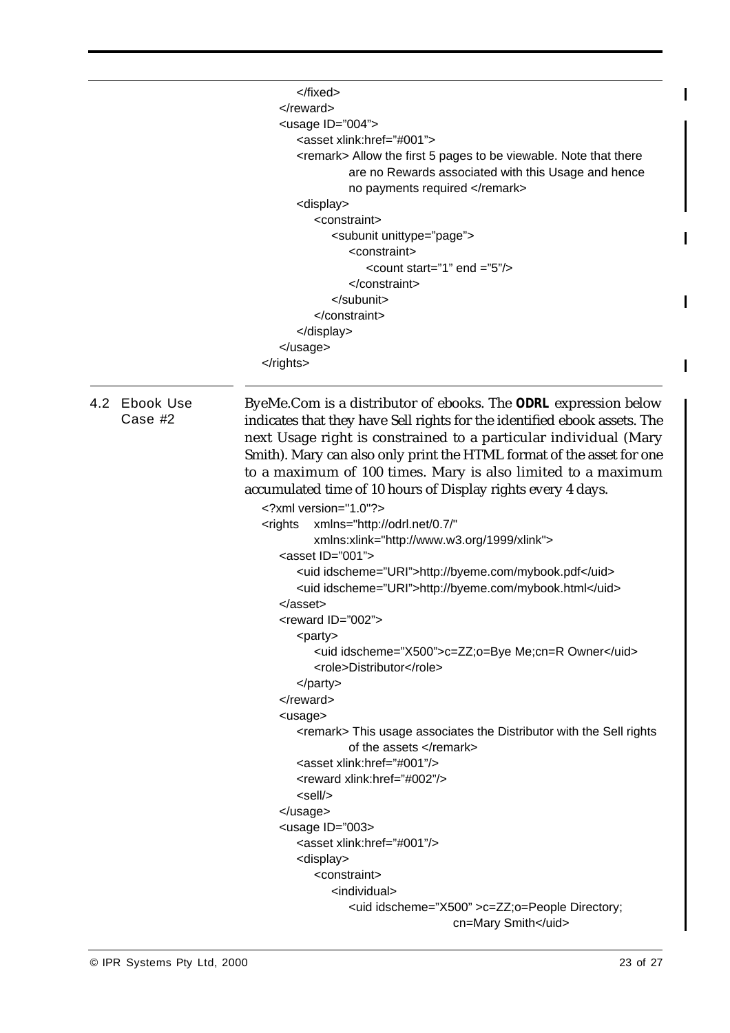```
      </fixed>
    </reward>
    <usage ID="004">
      <asset xlink:href="#001">
      <remark> Allow the first 5 pages to be viewable. Note that there
               are no Rewards associated with this Usage and hence
               no payments required </remark>
      <display>
        <constraint>
          <subunit unittype="page">
            <constraint>
              <count start="1" end ="5"/>
            </constraint>
          </subunit>
        </constraint>
      </display>
    </usage>
</rights>
```

## 4.2 Ebook Use Case #2

ByeMe.Com is a distributor of ebooks. The **ODRL** expression below indicates that they have Sell rights for the identified ebook assets. The next Usage right is constrained to a particular individual (Mary Smith). Mary can also only print the HTML format of the asset for one to a maximum of 100 times. Mary is also limited to a maximum accumulated time of 10 hours of Display rights every 4 days.

```
<?xml version="1.0"?>
<rights   xmlns="http://odrl.net/0.7/"
          xmlns:xlink="http://www.w3.org/1999/xlink">
    <asset ID="001">
      <uid idscheme="URI">http://byeme.com/mybook.pdf</uid>
      <uid idscheme="URI">http://byeme.com/mybook.html</uid>
    </asset>
    <reward ID="002">
      <party>
        <uid idscheme="X500">c=ZZ;o=Bye Me;cn=R Owner</uid>
        <role>Distributor</role>
      </party>
    </reward>
    <usage>
      <remark> This usage associates the Distributor with the Sell rights
               of the assets </remark>
      <asset xlink:href="#001"/>
      <reward xlink:href="#002"/>
      <sell/>
    </usage>
    <usage ID="003>
      <asset xlink:href="#001"/>
      <display>
        <constraint>
          <individual>
            <uid idscheme="X500" >c=ZZ;o=People Directory;
                                  cn=Mary Smith</uid>
```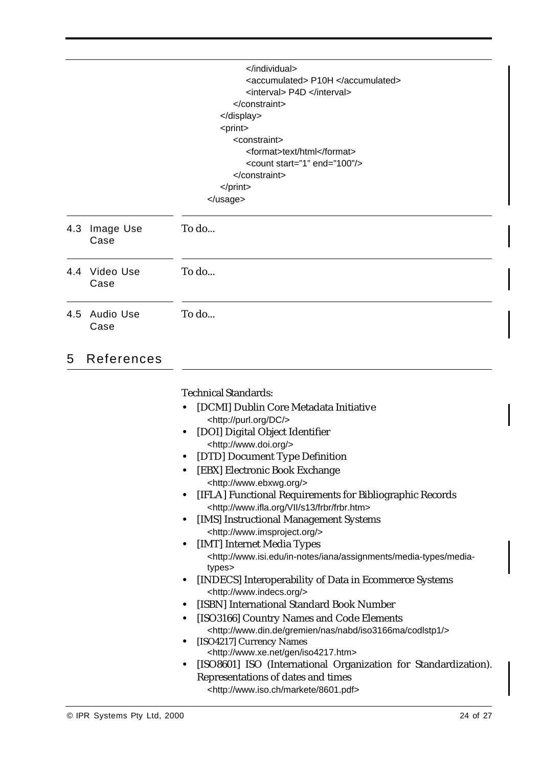```
                </individual>
                <accumulated> P10H </accumulated>
                <interval> P4D </interval>
            </constraint>
        </display>
        <print>
            <constraint>
                <format>text/html</format>
                <count start="1" end="100"/>
            </constraint>
        </print>
    </usage>
```

### 4.3 Image Use Case

To do...

### 4.4 Video Use Case

To do...

### 4.5 Audio Use Case

To do...

## 5 References

Technical Standards:

- [DCMI] Dublin Core Metadata Initiative
  <http://purl.org/DC/>
- [DOI] Digital Object Identifier
  <http://www.doi.org/>
- [DTD] Document Type Definition
- [EBX] Electronic Book Exchange
  <http://www.ebxwg.org/>
- [IFLA] Functional Requirements for Bibliographic Records
  <http://www.ifla.org/VII/s13/frbr/frbr.htm>
- [IMS] Instructional Management Systems
  <http://www.imsproject.org/>
- [IMT] Internet Media Types
  <http://www.isi.edu/in-notes/iana/assignments/media-types/media-types>
- [INDECS] Interoperability of Data in Ecommerce Systems
  <http://www.indecs.org/>
- [ISBN] International Standard Book Number
- [ISO3166] Country Names and Code Elements
  <http://www.din.de/gremien/nas/nabd/iso3166ma/codlstp1/>
- [ISO4217] Currency Names
  <http://www.xe.net/gen/iso4217.htm>
- [ISO8601] ISO (International Organization for Standardization). Representations of dates and times
  <http://www.iso.ch/markete/8601.pdf>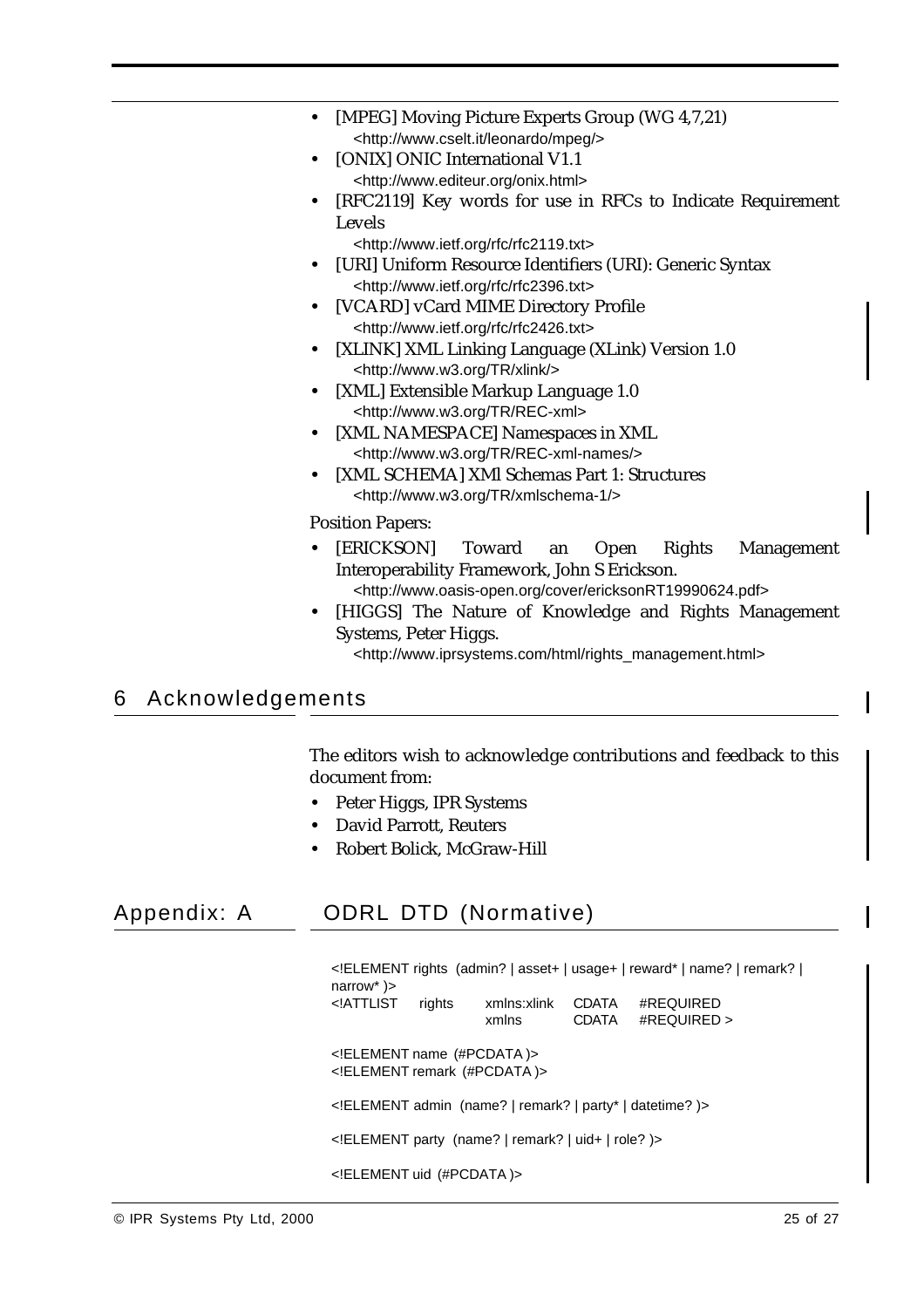- [MPEG] Moving Picture Experts Group (WG 4,7,21)
  <http://www.cselt.it/leonardo/mpeg/>
- [ONIX] ONIC International V1.1
  <http://www.editeur.org/onix.html>
- [RFC2119] Key words for use in RFCs to Indicate Requirement Levels
  <http://www.ietf.org/rfc/rfc2119.txt>
- [URI] Uniform Resource Identifiers (URI): Generic Syntax
  <http://www.ietf.org/rfc/rfc2396.txt>
- [VCARD] vCard MIME Directory Profile
  <http://www.ietf.org/rfc/rfc2426.txt>
- [XLINK] XML Linking Language (XLink) Version 1.0
  <http://www.w3.org/TR/xlink/>
- [XML] Extensible Markup Language 1.0
  <http://www.w3.org/TR/REC-xml>
- [XML NAMESPACE] Namespaces in XML
  <http://www.w3.org/TR/REC-xml-names/>
- [XML SCHEMA] XMl Schemas Part 1: Structures
  <http://www.w3.org/TR/xmlschema-1/>

Position Papers:

- [ERICKSON] Toward an Open Rights Management Interoperability Framework, John S Erickson.
  <http://www.oasis-open.org/cover/ericksonRT19990624.pdf>
- [HIGGS] The Nature of Knowledge and Rights Management Systems, Peter Higgs.
  <http://www.iprsystems.com/html/rights_management.html>

# 6 Acknowledgements

The editors wish to acknowledge contributions and feedback to this document from:

- Peter Higgs, IPR Systems
- David Parrott, Reuters
- Robert Bolick, McGraw-Hill

# Appendix: A ODRL DTD (Normative)

```
<!ELEMENT rights  (admin? | asset+ | usage+ | reward* | name? | remark? |
narrow* )>
<!ATTLIST    rights     xmlns:xlink    CDATA     #REQUIRED
                        xmlns          CDATA     #REQUIRED >

<!ELEMENT name  (#PCDATA )>
<!ELEMENT remark  (#PCDATA )>

<!ELEMENT admin  (name? | remark? | party* | datetime? )>

<!ELEMENT party  (name? | remark? | uid+ | role? )>

<!ELEMENT uid  (#PCDATA )>
```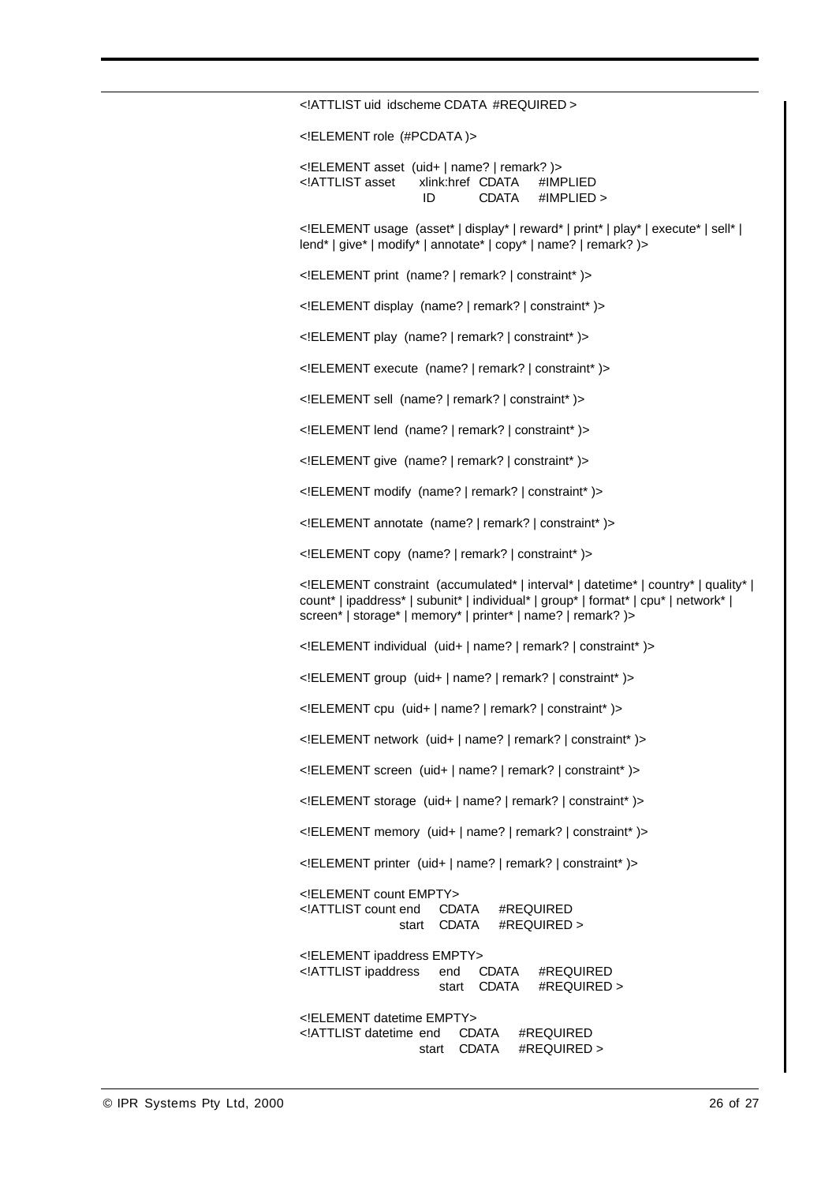```
<!ATTLIST uid  idscheme CDATA  #REQUIRED >

<!ELEMENT role  (#PCDATA )>

<!ELEMENT asset  (uid+ | name? | remark? )>
<!ATTLIST asset      xlink:href  CDATA     #IMPLIED
                     ID          CDATA     #IMPLIED >

<!ELEMENT usage  (asset* | display* | reward* | print* | play* | execute* | sell* |
lend* | give* | modify* | annotate* | copy* | name? | remark? )>

<!ELEMENT print  (name? | remark? | constraint* )>

<!ELEMENT display  (name? | remark? | constraint* )>

<!ELEMENT play  (name? | remark? | constraint* )>

<!ELEMENT execute  (name? | remark? | constraint* )>

<!ELEMENT sell  (name? | remark? | constraint* )>

<!ELEMENT lend  (name? | remark? | constraint* )>

<!ELEMENT give  (name? | remark? | constraint* )>

<!ELEMENT modify  (name? | remark? | constraint* )>

<!ELEMENT annotate  (name? | remark? | constraint* )>

<!ELEMENT copy  (name? | remark? | constraint* )>

<!ELEMENT constraint  (accumulated* | interval* | datetime* | country* | quality* |
count* | ipaddress* | subunit* | individual* | group* | format* | cpu* | network* |
screen* | storage* | memory* | printer* | name? | remark? )>

<!ELEMENT individual  (uid+ | name? | remark? | constraint* )>

<!ELEMENT group  (uid+ | name? | remark? | constraint* )>

<!ELEMENT cpu  (uid+ | name? | remark? | constraint* )>

<!ELEMENT network  (uid+ | name? | remark? | constraint* )>

<!ELEMENT screen  (uid+ | name? | remark? | constraint* )>

<!ELEMENT storage  (uid+ | name? | remark? | constraint* )>

<!ELEMENT memory  (uid+ | name? | remark? | constraint* )>

<!ELEMENT printer  (uid+ | name? | remark? | constraint* )>

<!ELEMENT count EMPTY>
<!ATTLIST count end     CDATA     #REQUIRED
                start   CDATA     #REQUIRED >

<!ELEMENT ipaddress EMPTY>
<!ATTLIST ipaddress     end     CDATA     #REQUIRED
                        start   CDATA     #REQUIRED >

<!ELEMENT datetime EMPTY>
<!ATTLIST datetime  end     CDATA     #REQUIRED
                    start   CDATA     #REQUIRED >
```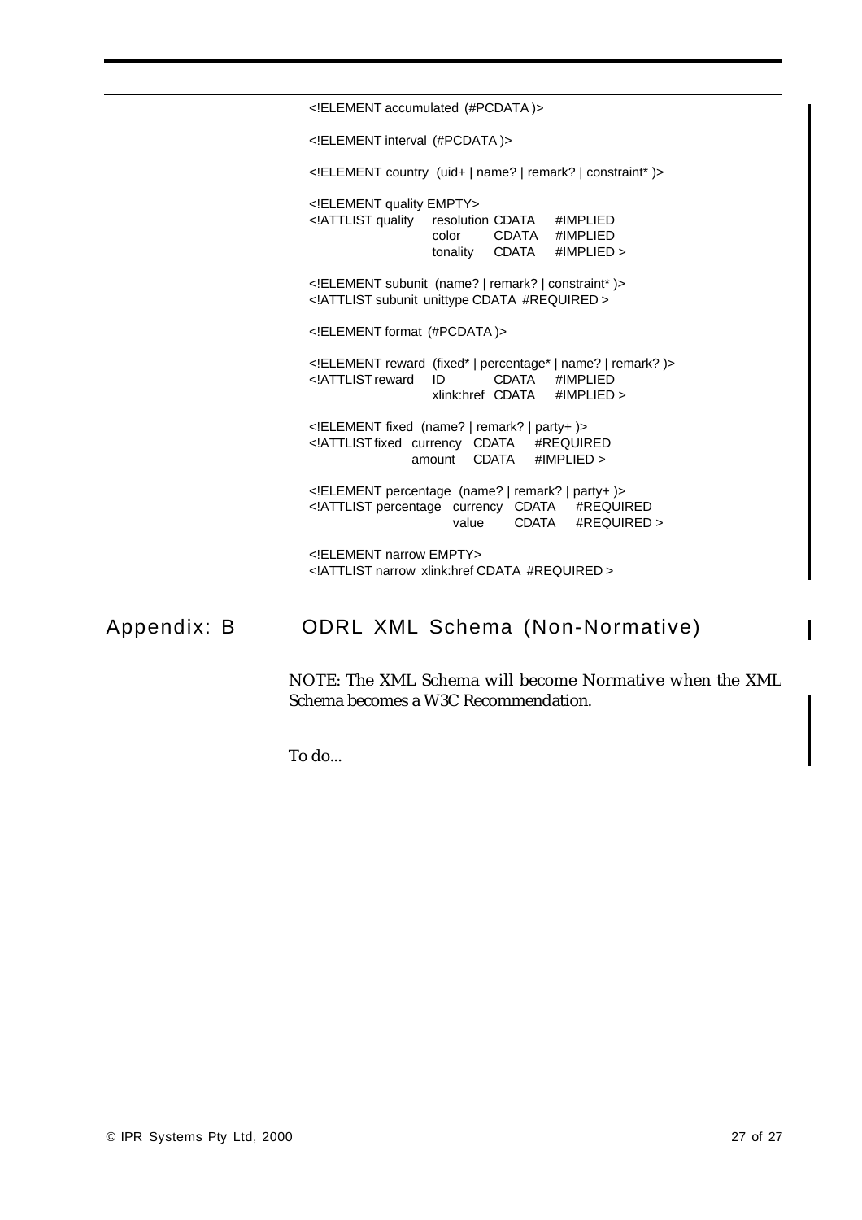```
<!ELEMENT accumulated (#PCDATA )>

<!ELEMENT interval (#PCDATA )>

<!ELEMENT country (uid+ | name? | remark? | constraint* )>

<!ELEMENT quality EMPTY>
<!ATTLIST quality    resolution CDATA    #IMPLIED
                     color      CDATA    #IMPLIED
                     tonality   CDATA    #IMPLIED >

<!ELEMENT subunit (name? | remark? | constraint* )>
<!ATTLIST subunit unittype CDATA #REQUIRED >

<!ELEMENT format (#PCDATA )>

<!ELEMENT reward (fixed* | percentage* | name? | remark? )>
<!ATTLIST reward     ID          CDATA    #IMPLIED
                     xlink:href  CDATA    #IMPLIED >

<!ELEMENT fixed (name? | remark? | party+ )>
<!ATTLIST fixed  currency  CDATA    #REQUIRED
                 amount    CDATA    #IMPLIED >

<!ELEMENT percentage (name? | remark? | party+ )>
<!ATTLIST percentage  currency  CDATA    #REQUIRED
                      value     CDATA    #REQUIRED >

<!ELEMENT narrow EMPTY>
<!ATTLIST narrow xlink:href CDATA #REQUIRED >
```

## Appendix: B ODRL XML Schema (Non-Normative)

NOTE: The XML Schema will become Normative when the XML Schema becomes a W3C Recommendation.

To do...